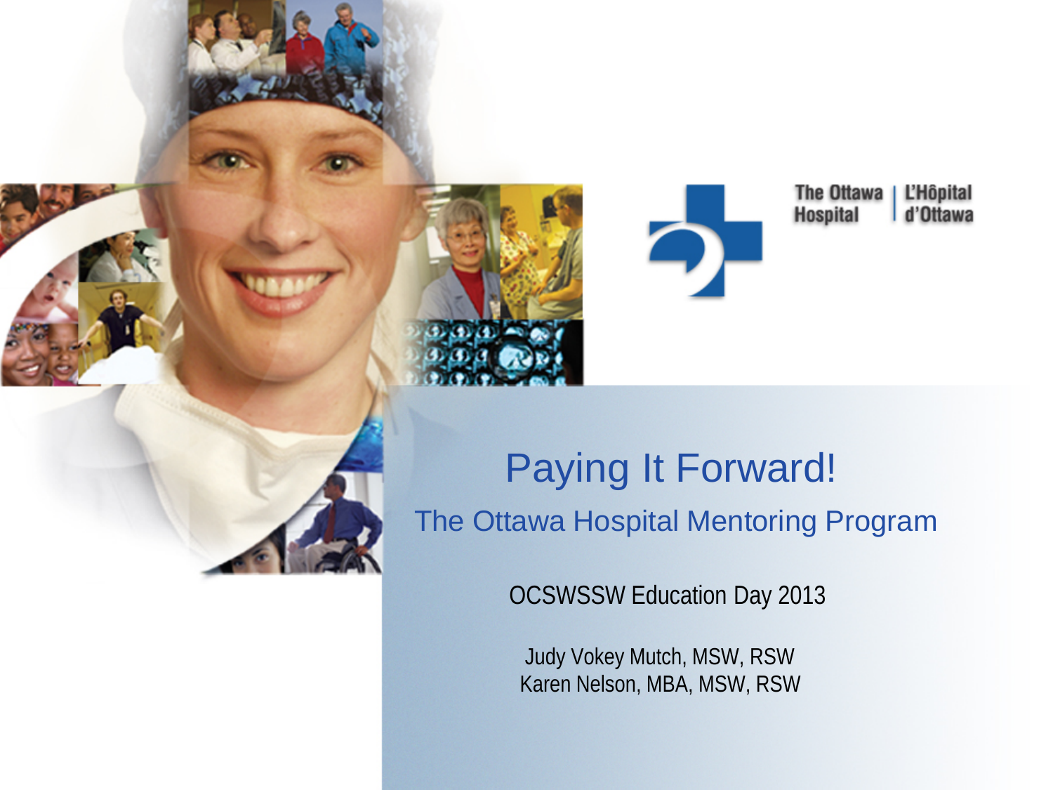The Ottawa Hospital | L'Hôpital d'Ottawa

# Paying It Forward!

## The Ottawa Hospital Mentoring Program

OCSWSSW Education Day 2013

Judy Vokey Mutch, MSW, RSW
Karen Nelson, MBA, MSW, RSW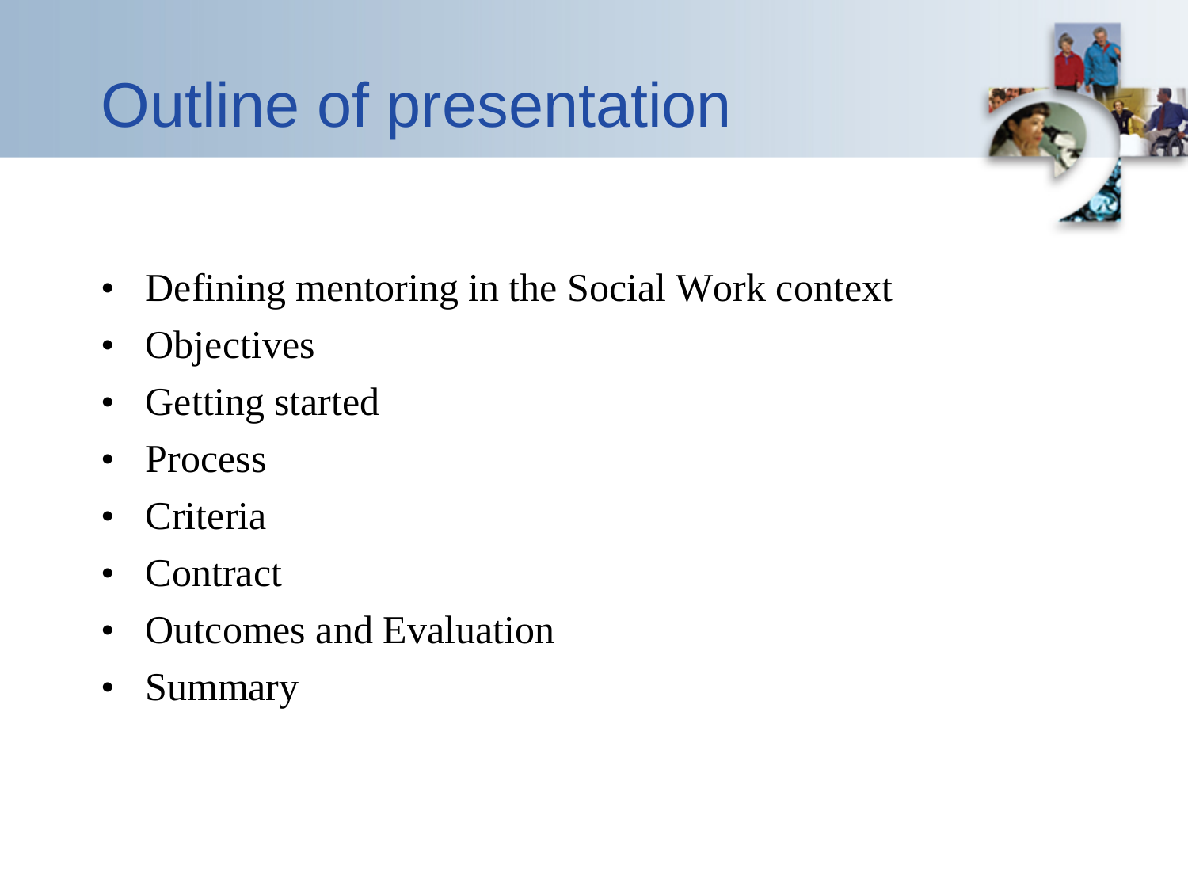# Outline of presentation

- Defining mentoring in the Social Work context
- Objectives
- Getting started
- Process
- Criteria
- Contract
- Outcomes and Evaluation
- Summary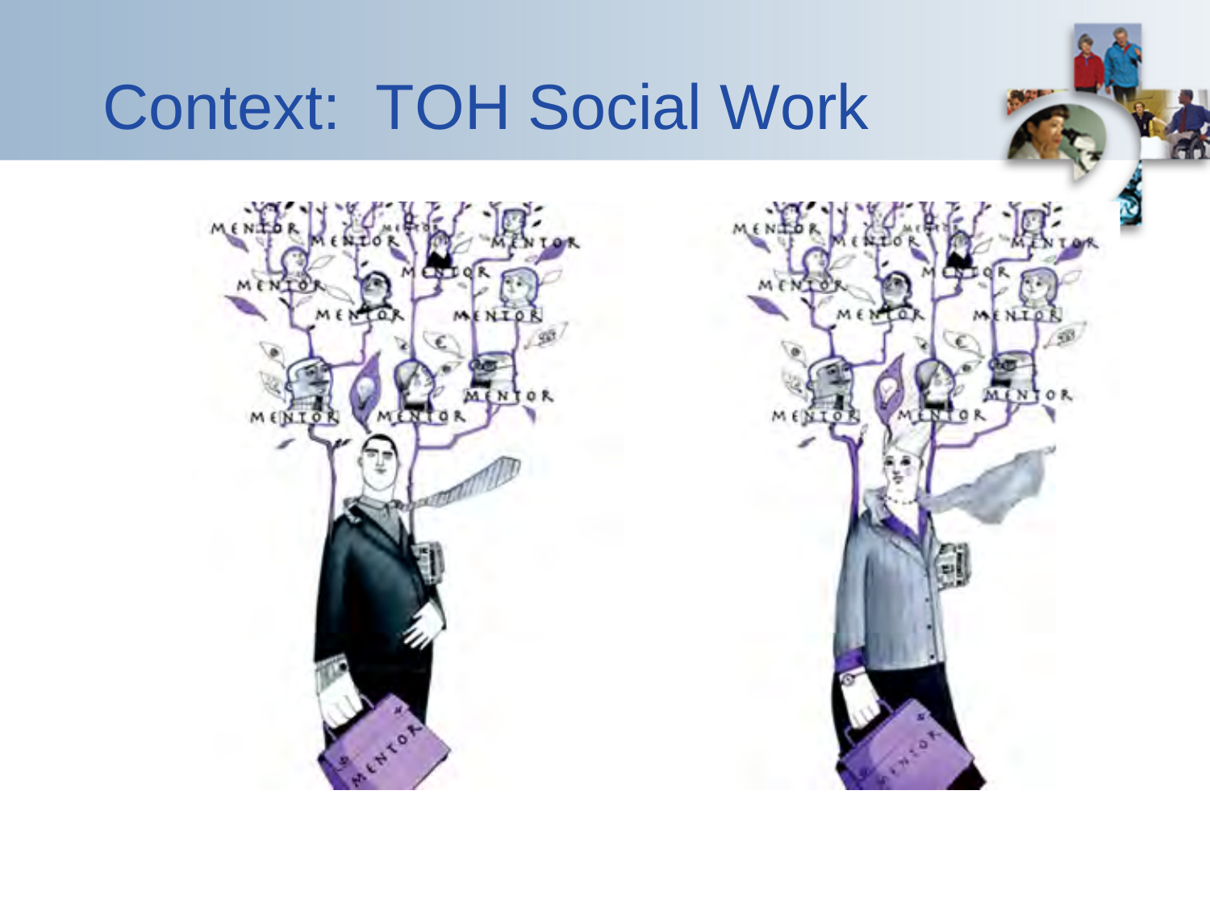# Context: TOH Social Work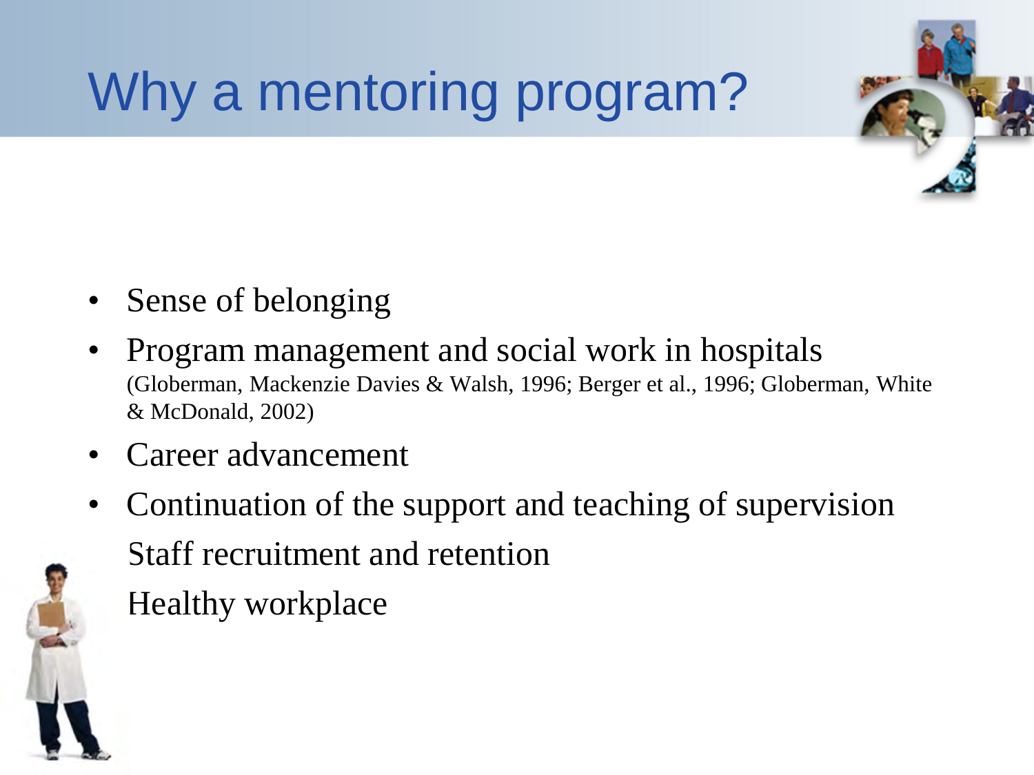# Why a mentoring program?

- Sense of belonging
- Program management and social work in hospitals
  (Globerman, Mackenzie Davies & Walsh, 1996; Berger et al., 1996; Globerman, White & McDonald, 2002)
- Career advancement
- Continuation of the support and teaching of supervision

  Staff recruitment and retention

  Healthy workplace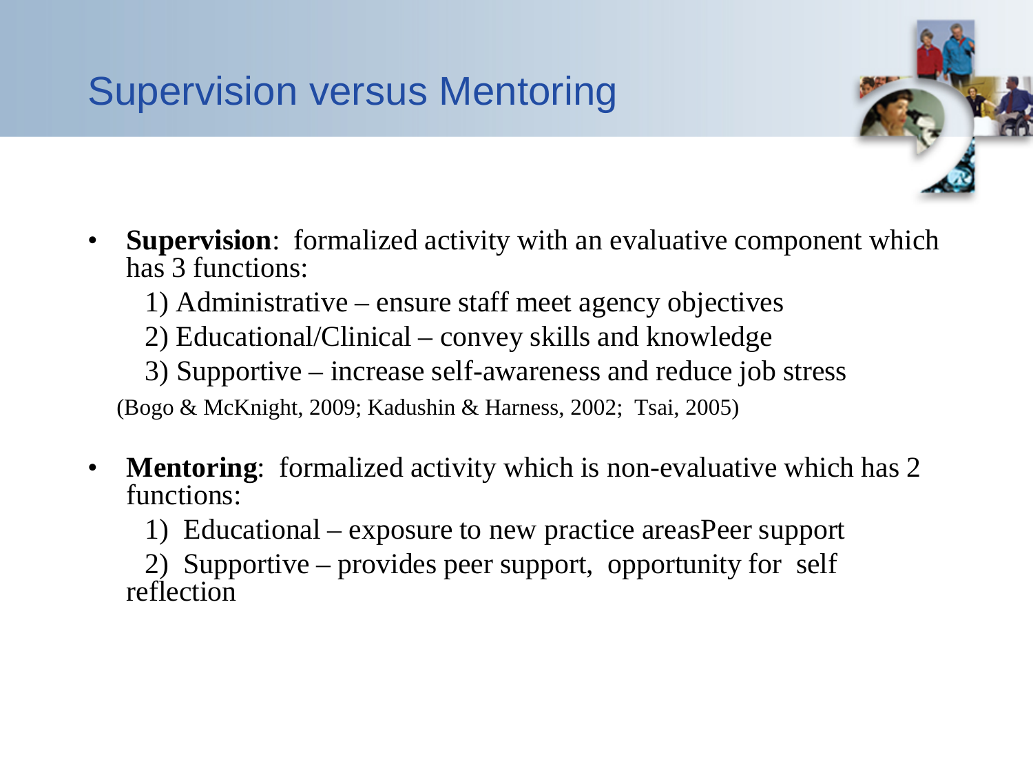# Supervision versus Mentoring

- **Supervision**: formalized activity with an evaluative component which has 3 functions:
  1) Administrative – ensure staff meet agency objectives
  2) Educational/Clinical – convey skills and knowledge
  3) Supportive – increase self-awareness and reduce job stress

  (Bogo & McKnight, 2009; Kadushin & Harness, 2002; Tsai, 2005)

- **Mentoring**: formalized activity which is non-evaluative which has 2 functions:
  1) Educational – exposure to new practice areasPeer support
  2) Supportive – provides peer support, opportunity for self reflection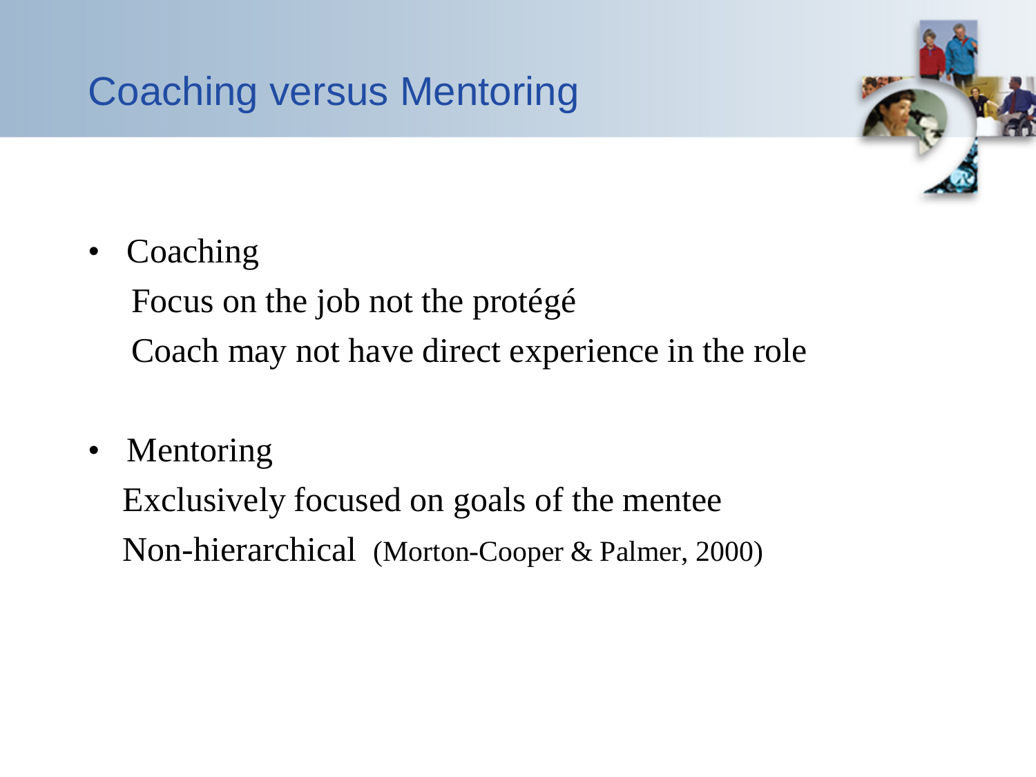# Coaching versus Mentoring

- Coaching
  
  Focus on the job not the protégé
  
  Coach may not have direct experience in the role

- Mentoring
  
  Exclusively focused on goals of the mentee
  
  Non-hierarchical (Morton-Cooper & Palmer, 2000)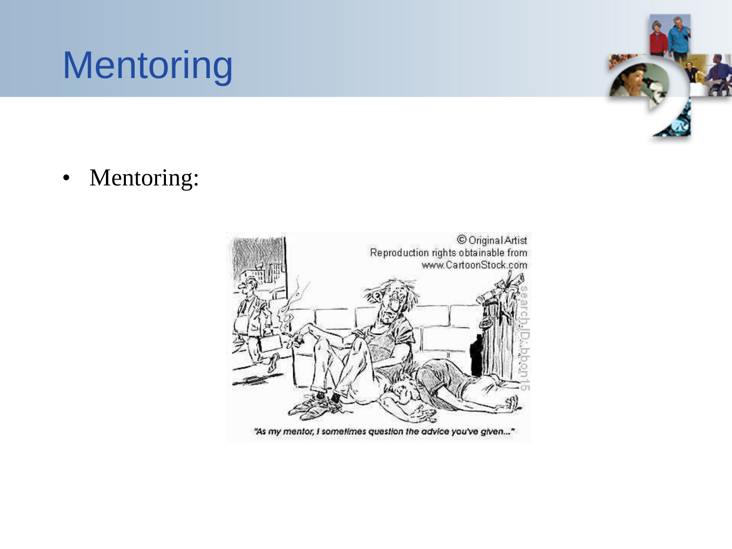# Mentoring

- Mentoring:

"As my mentor, I sometimes question the advice you've given..."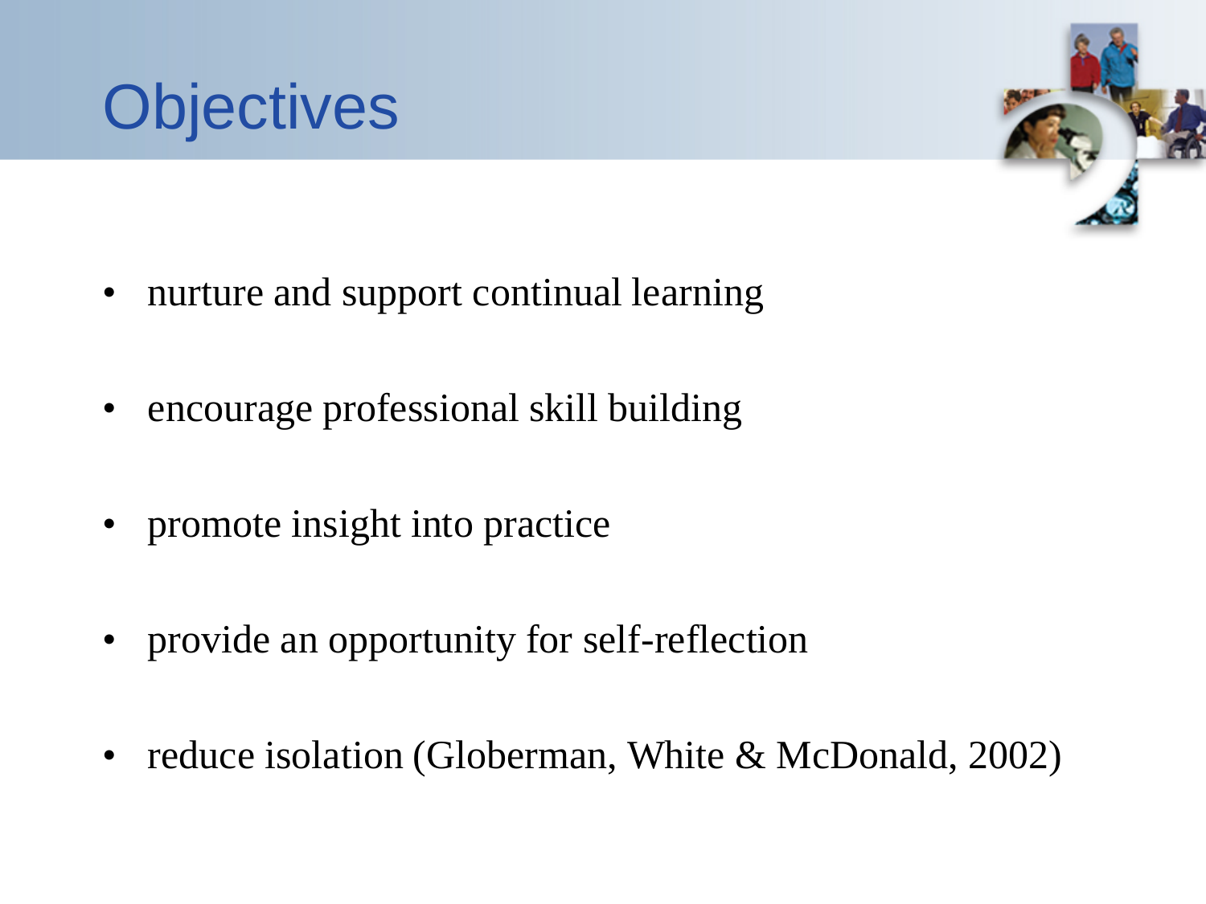# Objectives

- nurture and support continual learning
- encourage professional skill building
- promote insight into practice
- provide an opportunity for self-reflection
- reduce isolation (Globerman, White & McDonald, 2002)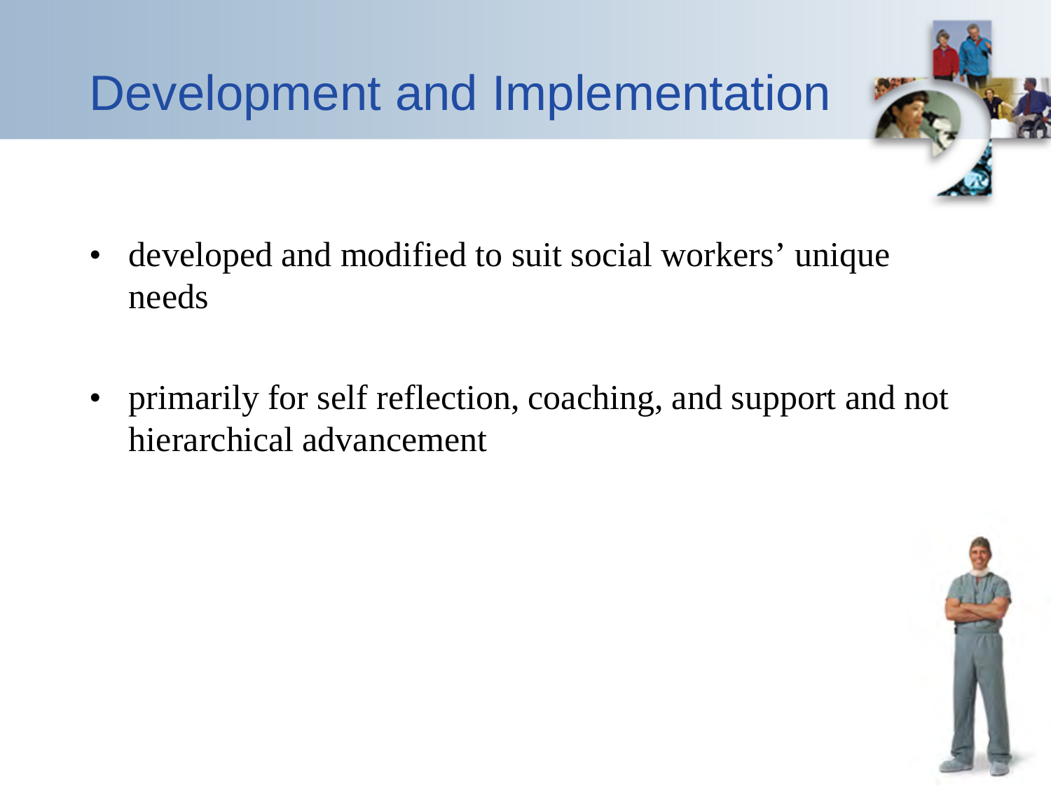# Development and Implementation

- developed and modified to suit social workers' unique needs
- primarily for self reflection, coaching, and support and not hierarchical advancement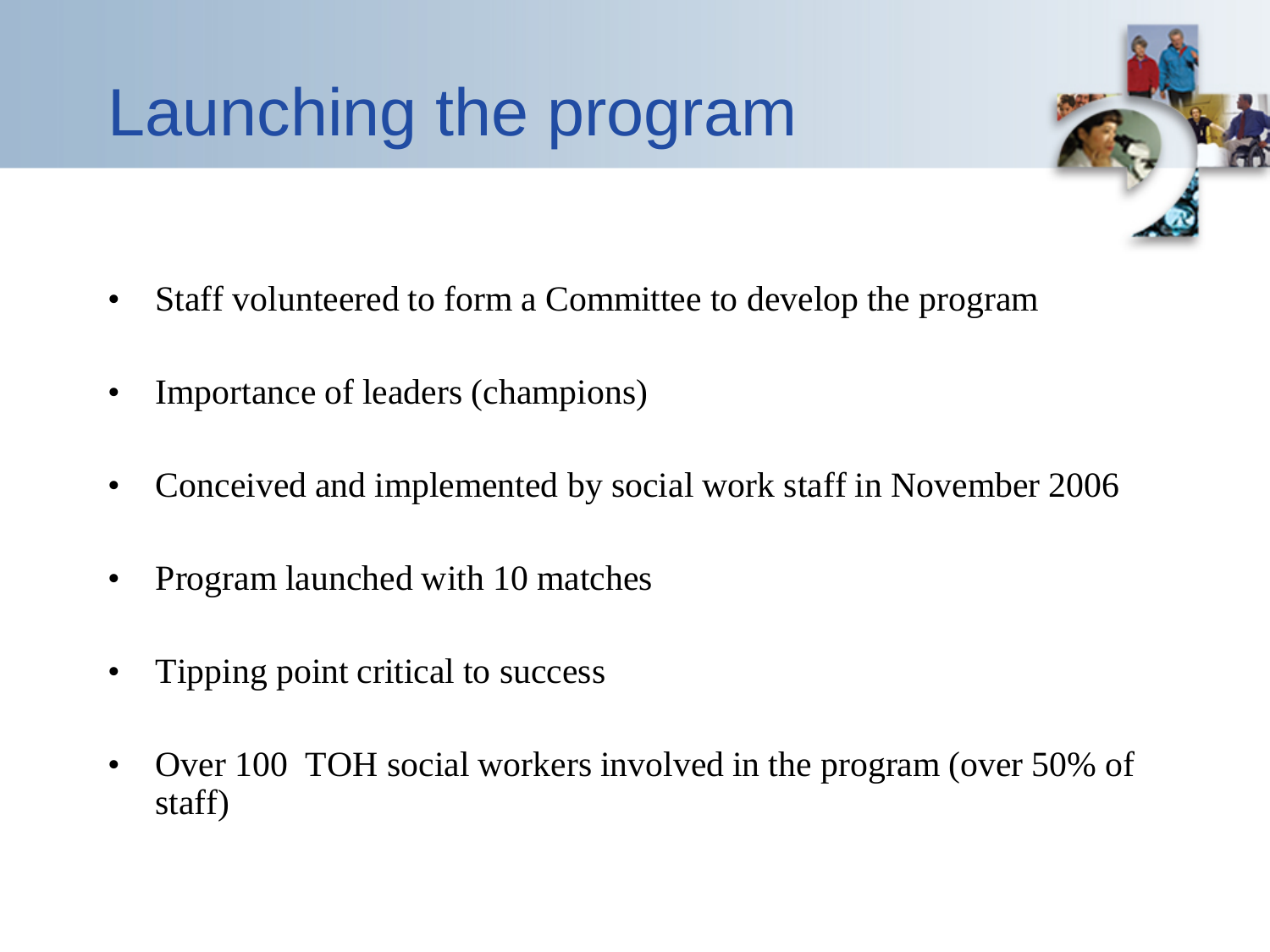# Launching the program

- Staff volunteered to form a Committee to develop the program
- Importance of leaders (champions)
- Conceived and implemented by social work staff in November 2006
- Program launched with 10 matches
- Tipping point critical to success
- Over 100 TOH social workers involved in the program (over 50% of staff)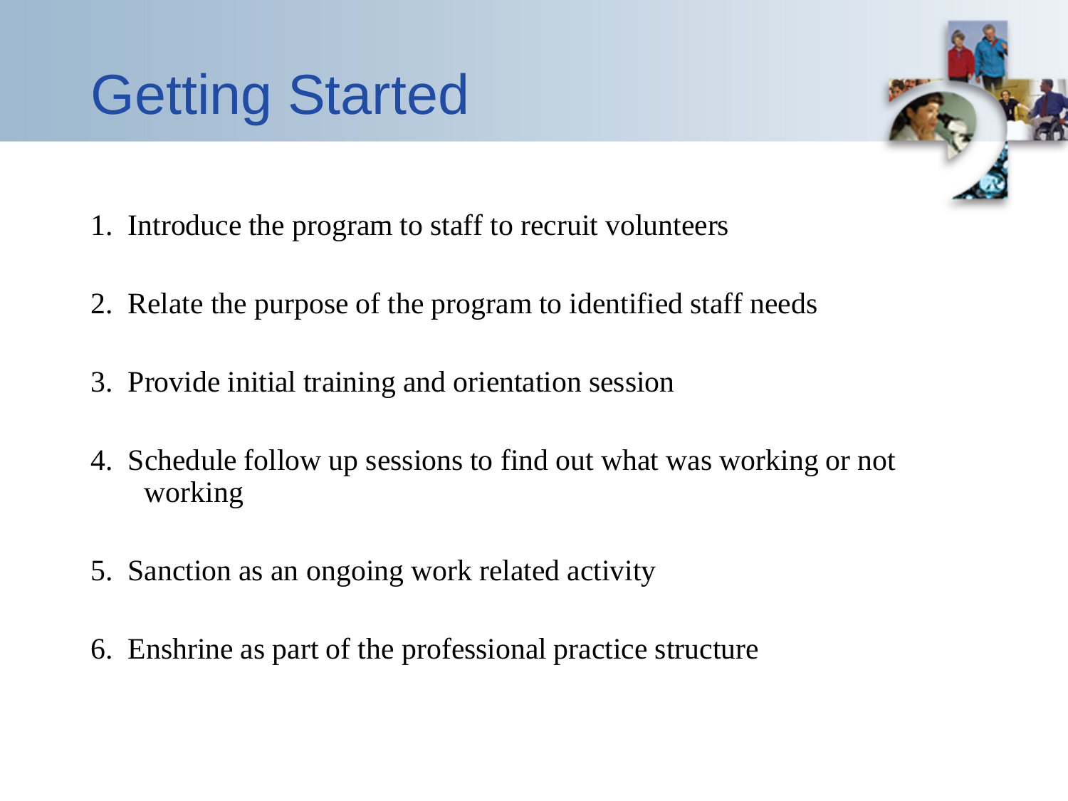# Getting Started

1. Introduce the program to staff to recruit volunteers
2. Relate the purpose of the program to identified staff needs
3. Provide initial training and orientation session
4. Schedule follow up sessions to find out what was working or not working
5. Sanction as an ongoing work related activity
6. Enshrine as part of the professional practice structure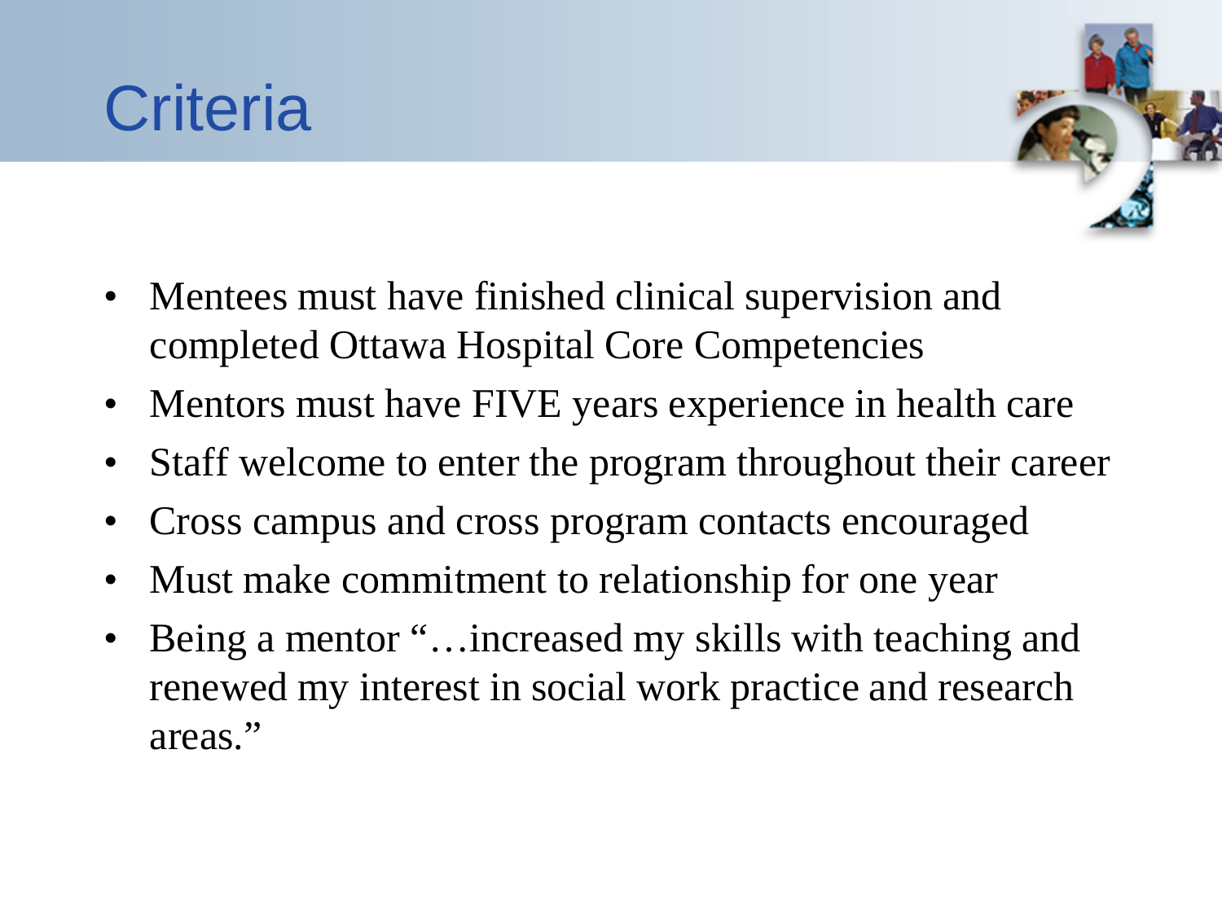# Criteria

- Mentees must have finished clinical supervision and completed Ottawa Hospital Core Competencies
- Mentors must have FIVE years experience in health care
- Staff welcome to enter the program throughout their career
- Cross campus and cross program contacts encouraged
- Must make commitment to relationship for one year
- Being a mentor "…increased my skills with teaching and renewed my interest in social work practice and research areas."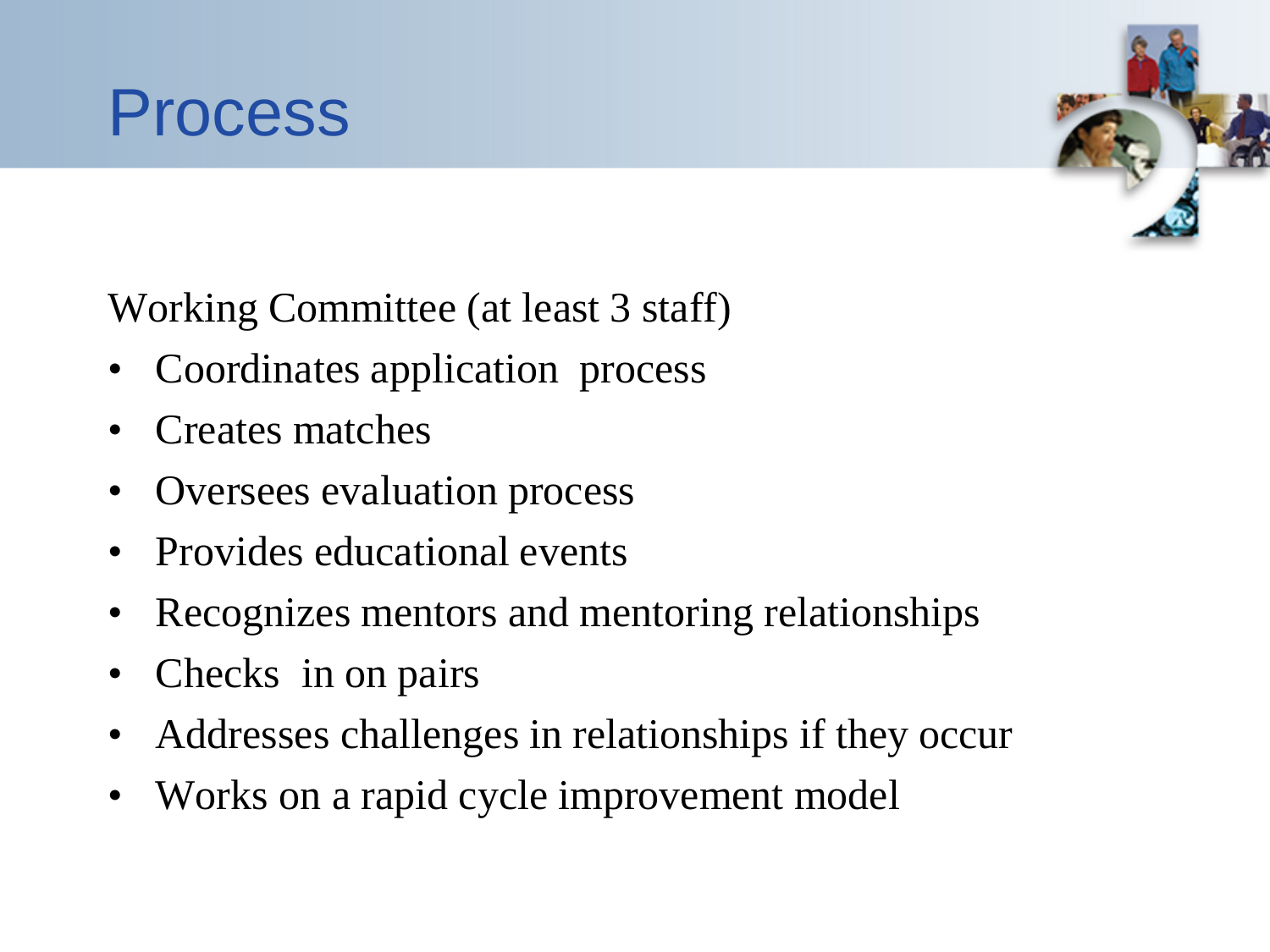# Process

Working Committee (at least 3 staff)

- Coordinates application process
- Creates matches
- Oversees evaluation process
- Provides educational events
- Recognizes mentors and mentoring relationships
- Checks in on pairs
- Addresses challenges in relationships if they occur
- Works on a rapid cycle improvement model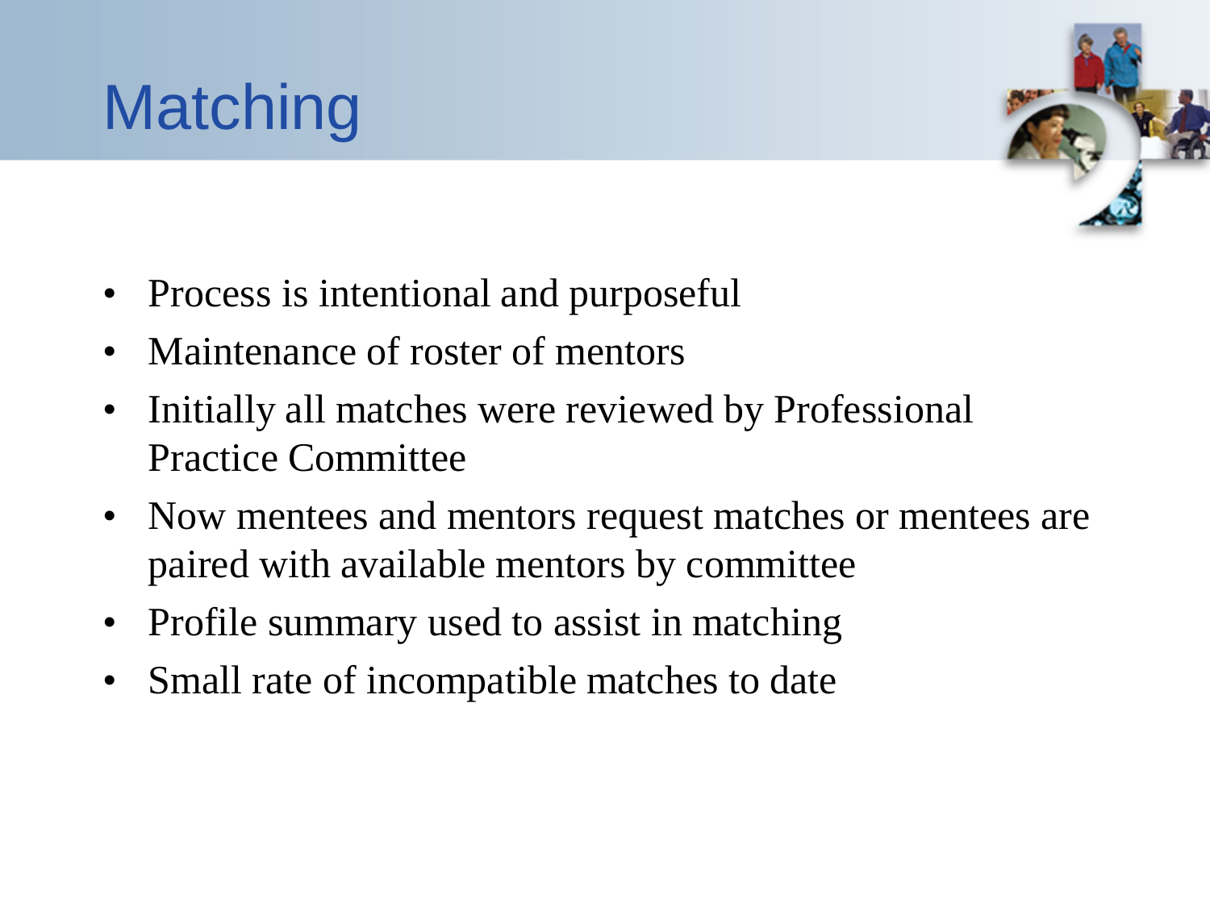# Matching

- Process is intentional and purposeful
- Maintenance of roster of mentors
- Initially all matches were reviewed by Professional Practice Committee
- Now mentees and mentors request matches or mentees are paired with available mentors by committee
- Profile summary used to assist in matching
- Small rate of incompatible matches to date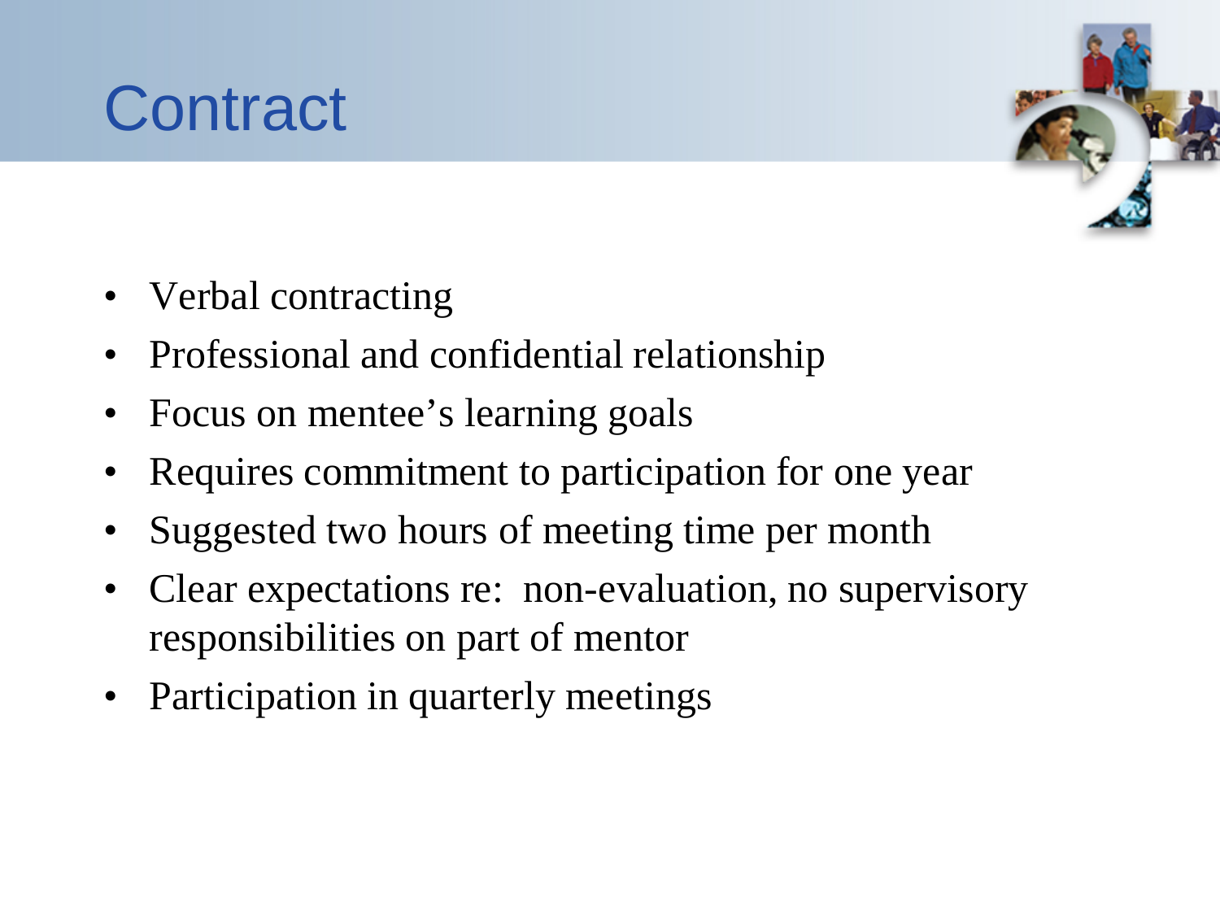# Contract

- Verbal contracting
- Professional and confidential relationship
- Focus on mentee's learning goals
- Requires commitment to participation for one year
- Suggested two hours of meeting time per month
- Clear expectations re: non-evaluation, no supervisory responsibilities on part of mentor
- Participation in quarterly meetings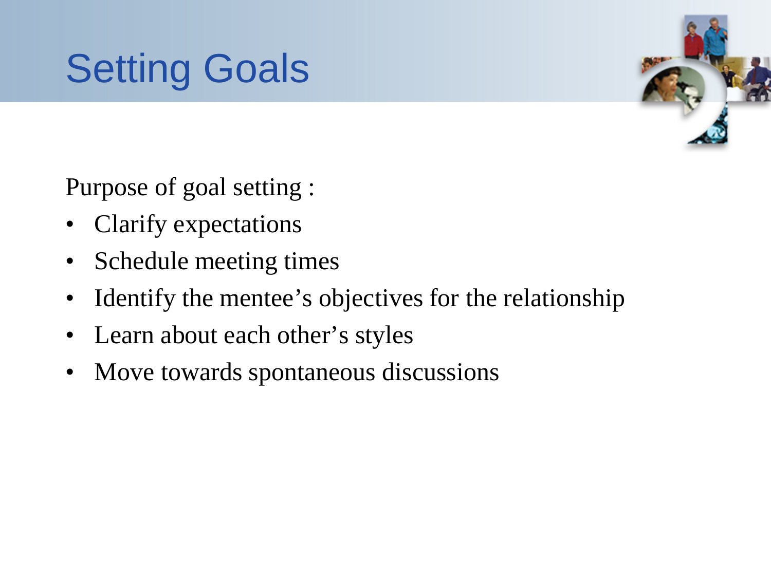# Setting Goals

Purpose of goal setting :

- Clarify expectations
- Schedule meeting times
- Identify the mentee's objectives for the relationship
- Learn about each other's styles
- Move towards spontaneous discussions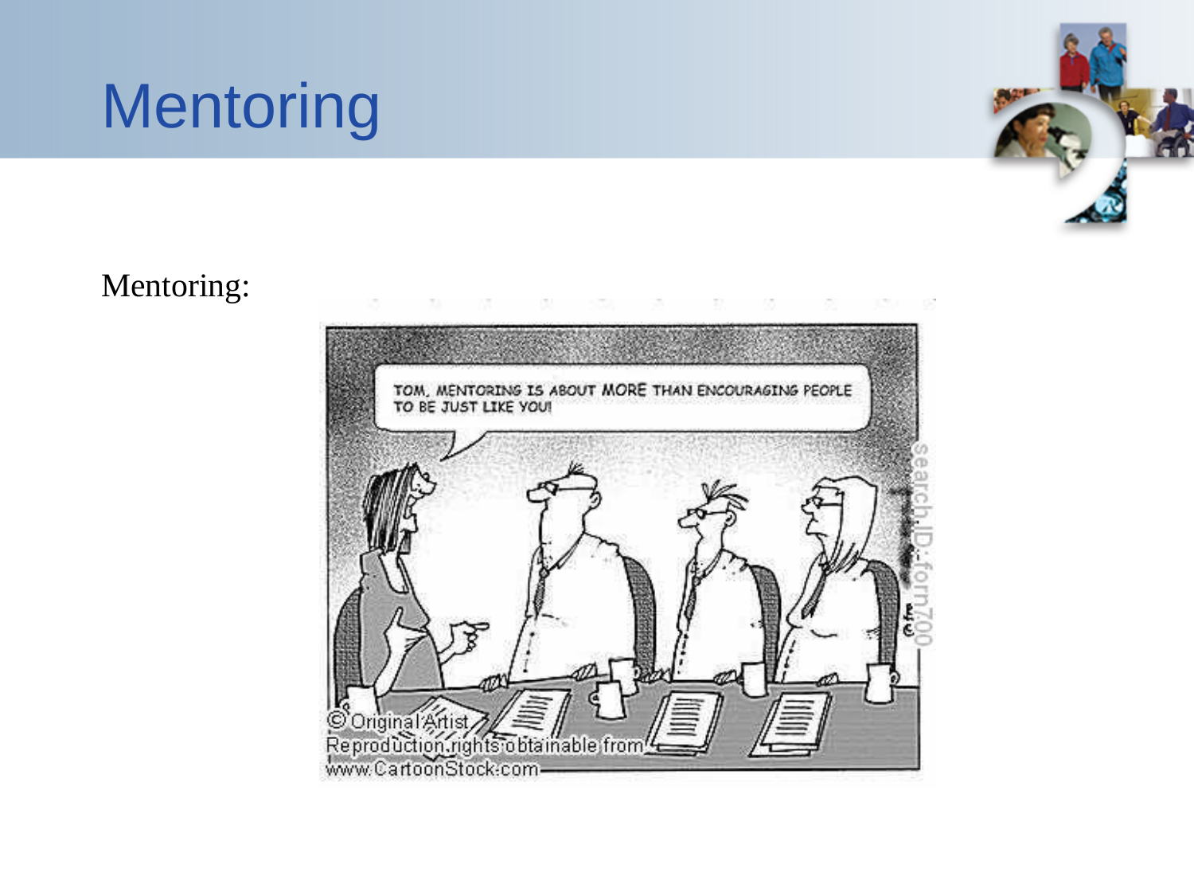# Mentoring

Mentoring:

TOM, MENTORING IS ABOUT MORE THAN ENCOURAGING PEOPLE TO BE JUST LIKE YOU!

© Original Artist
Reproduction rights obtainable from
www.CartoonStock.com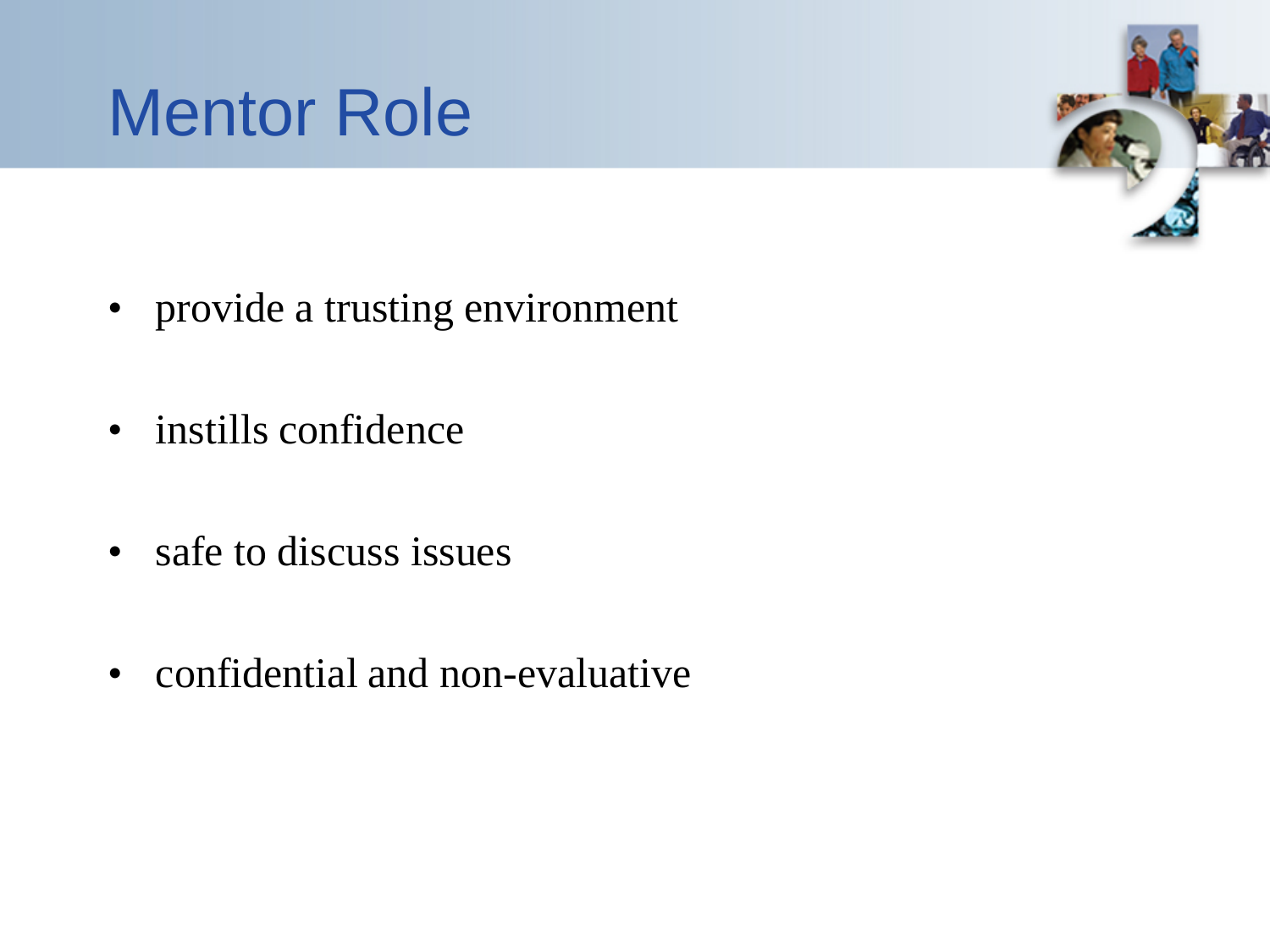# Mentor Role

- provide a trusting environment
- instills confidence
- safe to discuss issues
- confidential and non-evaluative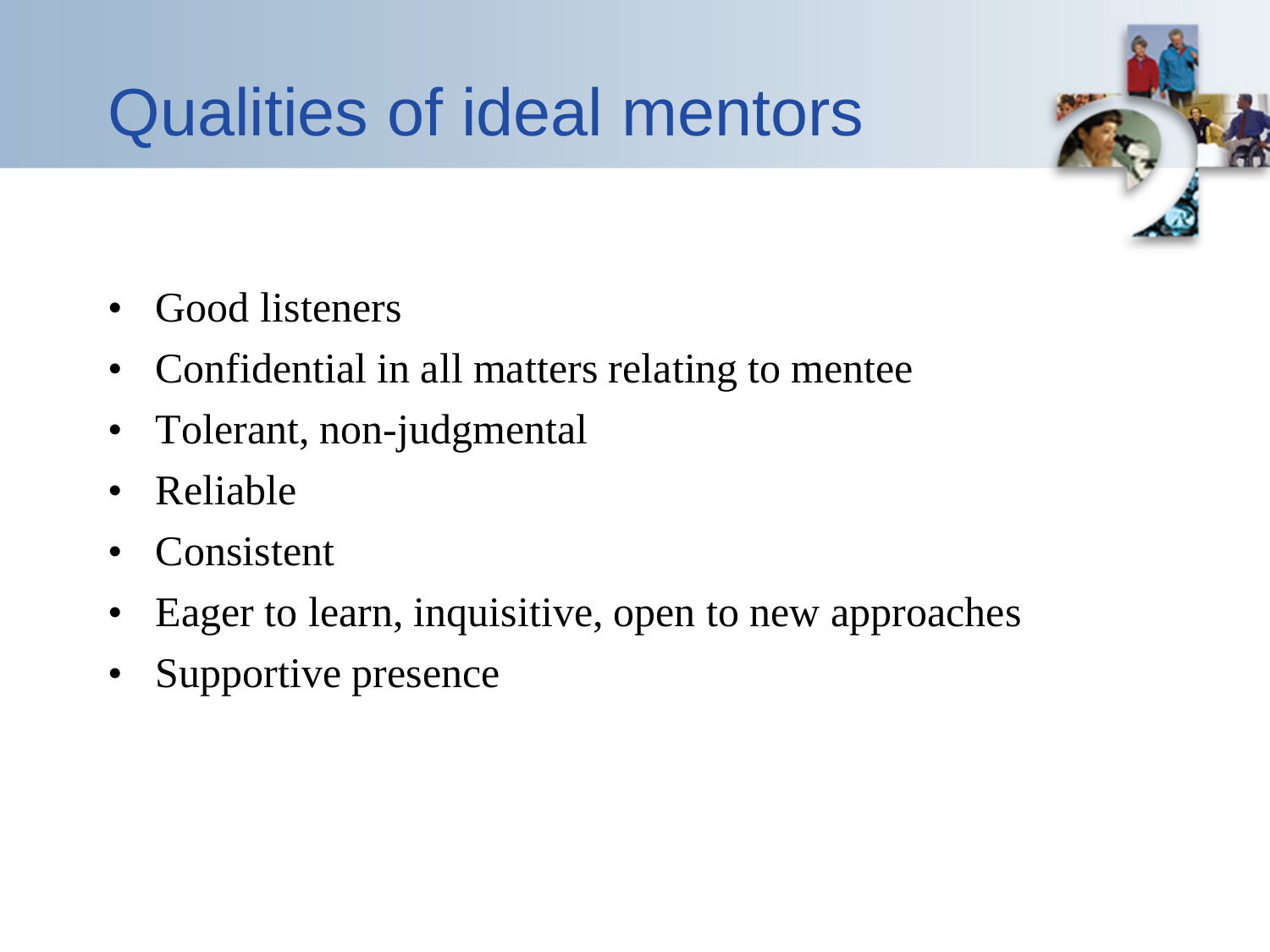# Qualities of ideal mentors

- Good listeners
- Confidential in all matters relating to mentee
- Tolerant, non-judgmental
- Reliable
- Consistent
- Eager to learn, inquisitive, open to new approaches
- Supportive presence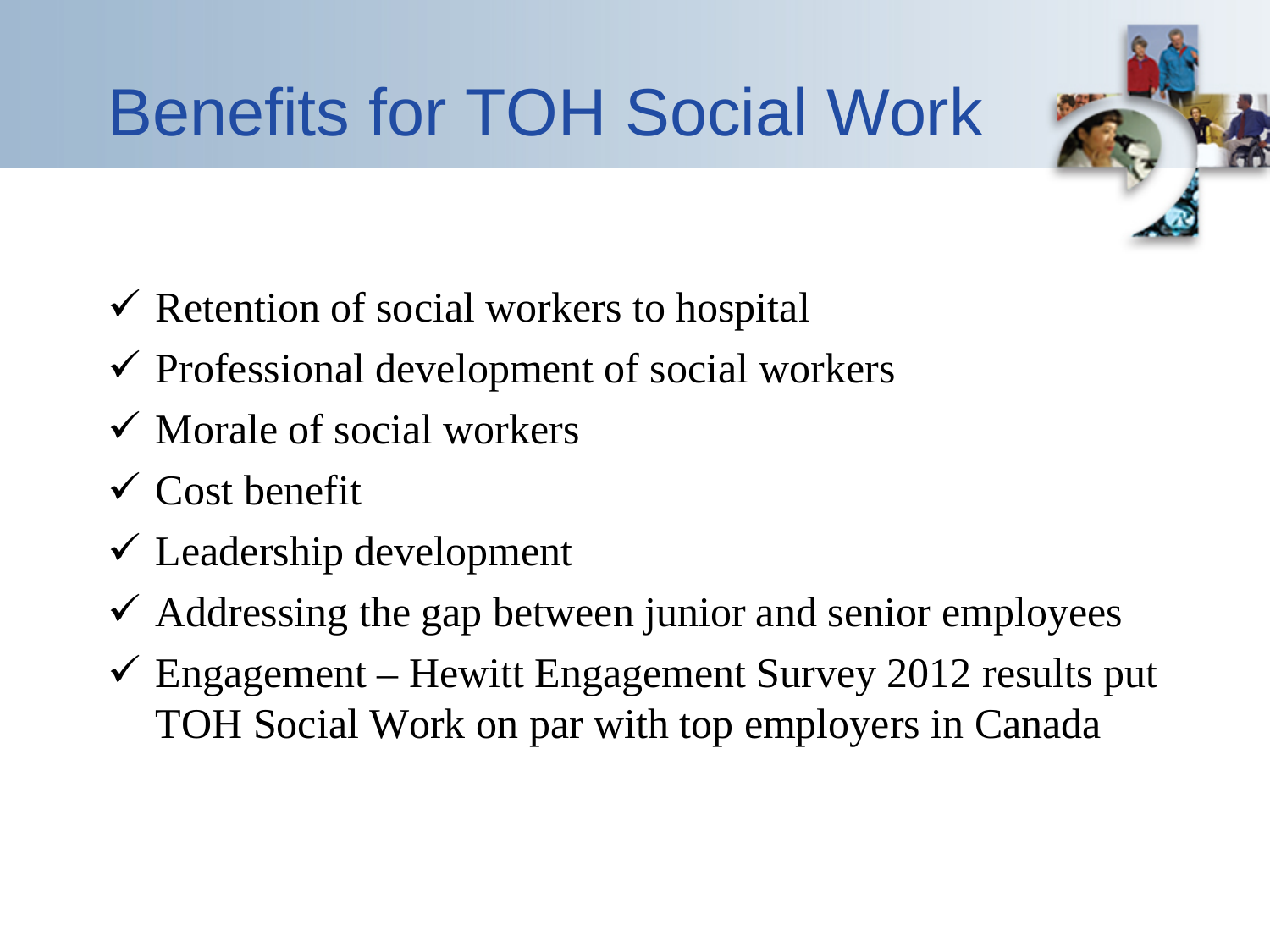# Benefits for TOH Social Work

- ✓ Retention of social workers to hospital
- ✓ Professional development of social workers
- ✓ Morale of social workers
- ✓ Cost benefit
- ✓ Leadership development
- ✓ Addressing the gap between junior and senior employees
- ✓ Engagement – Hewitt Engagement Survey 2012 results put TOH Social Work on par with top employers in Canada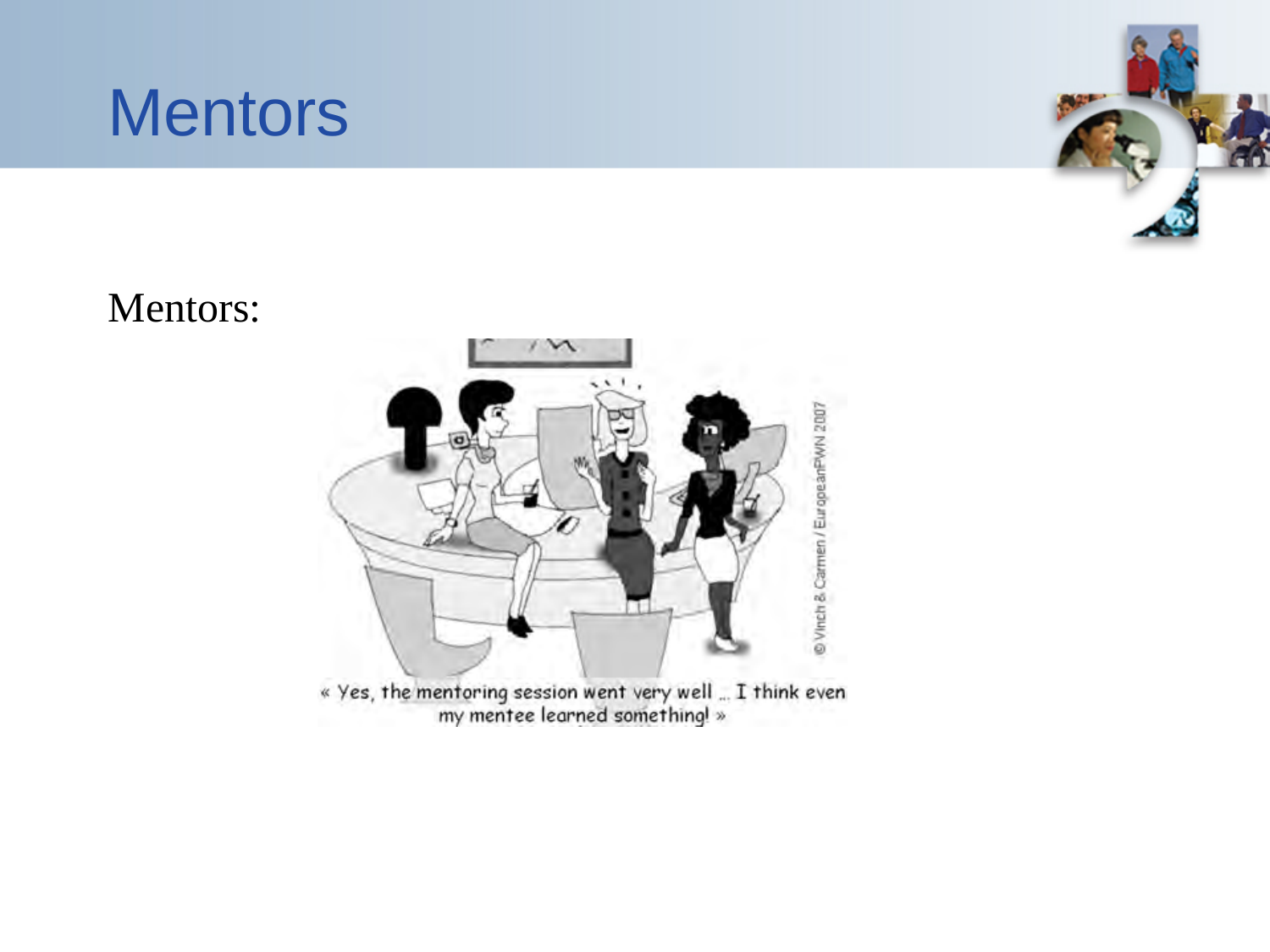# Mentors

Mentors:

« Yes, the mentoring session went very well ... I think even my mentee learned something! »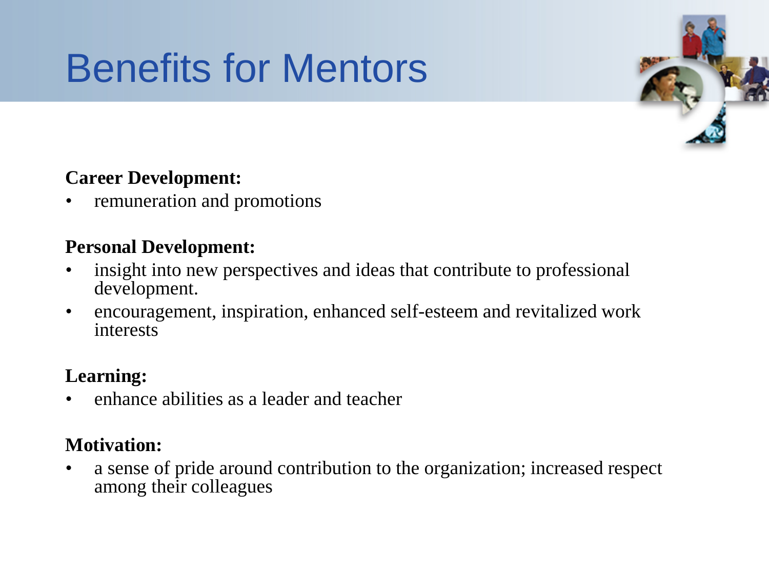# Benefits for Mentors

**Career Development:**

- remuneration and promotions

**Personal Development:**

- insight into new perspectives and ideas that contribute to professional development.
- encouragement, inspiration, enhanced self-esteem and revitalized work interests

**Learning:**

- enhance abilities as a leader and teacher

**Motivation:**

- a sense of pride around contribution to the organization; increased respect among their colleagues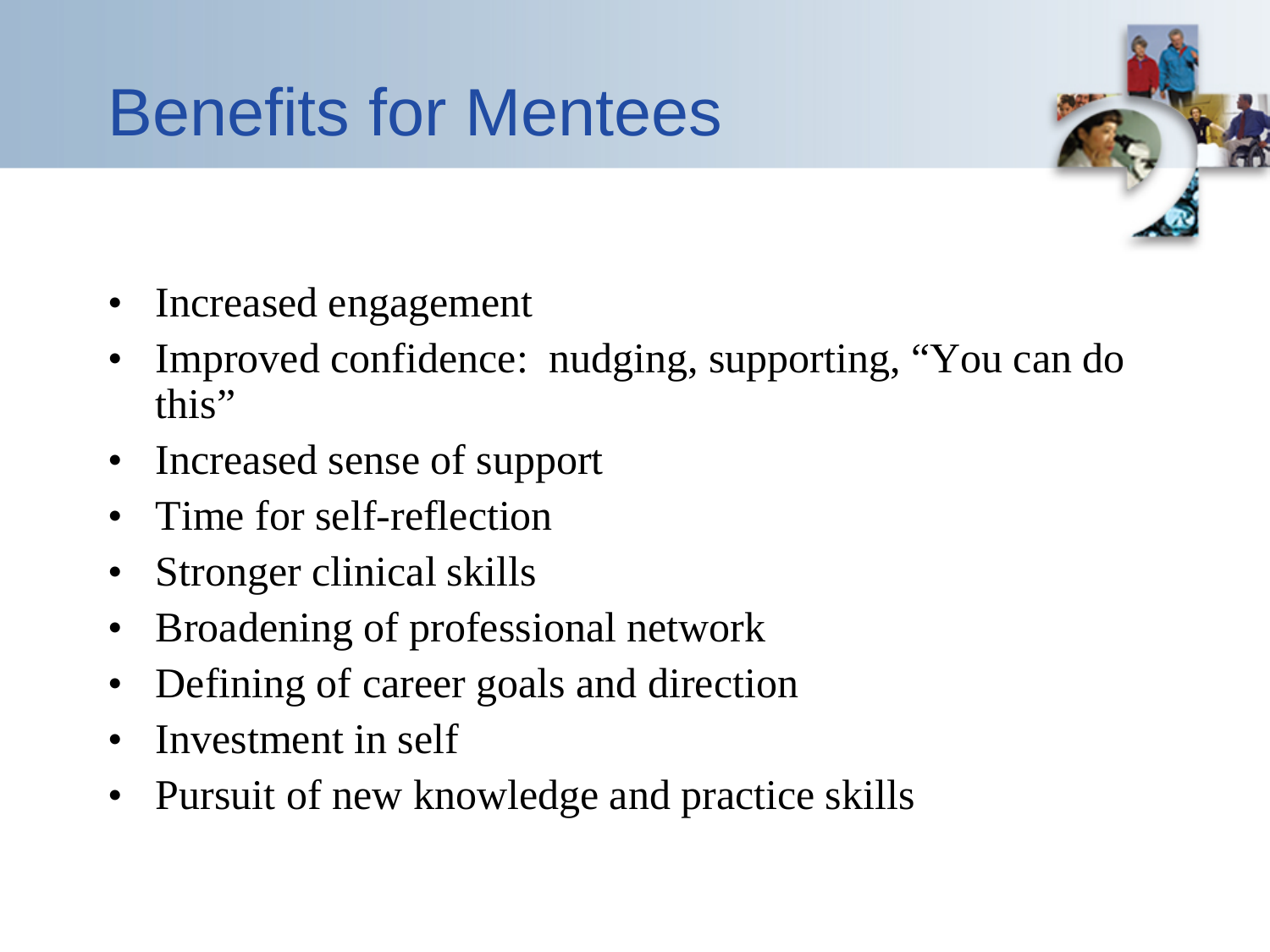# Benefits for Mentees

- Increased engagement
- Improved confidence: nudging, supporting, “You can do this”
- Increased sense of support
- Time for self-reflection
- Stronger clinical skills
- Broadening of professional network
- Defining of career goals and direction
- Investment in self
- Pursuit of new knowledge and practice skills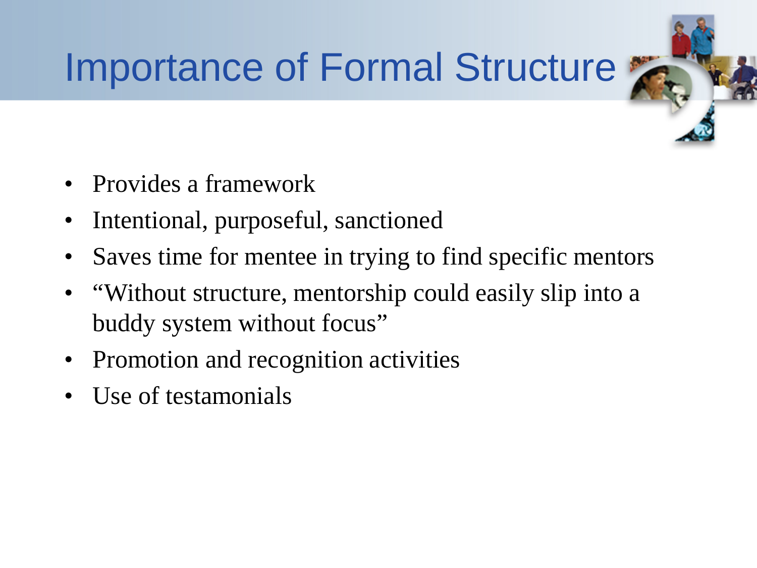# Importance of Formal Structure

- Provides a framework
- Intentional, purposeful, sanctioned
- Saves time for mentee in trying to find specific mentors
- "Without structure, mentorship could easily slip into a buddy system without focus"
- Promotion and recognition activities
- Use of testamonials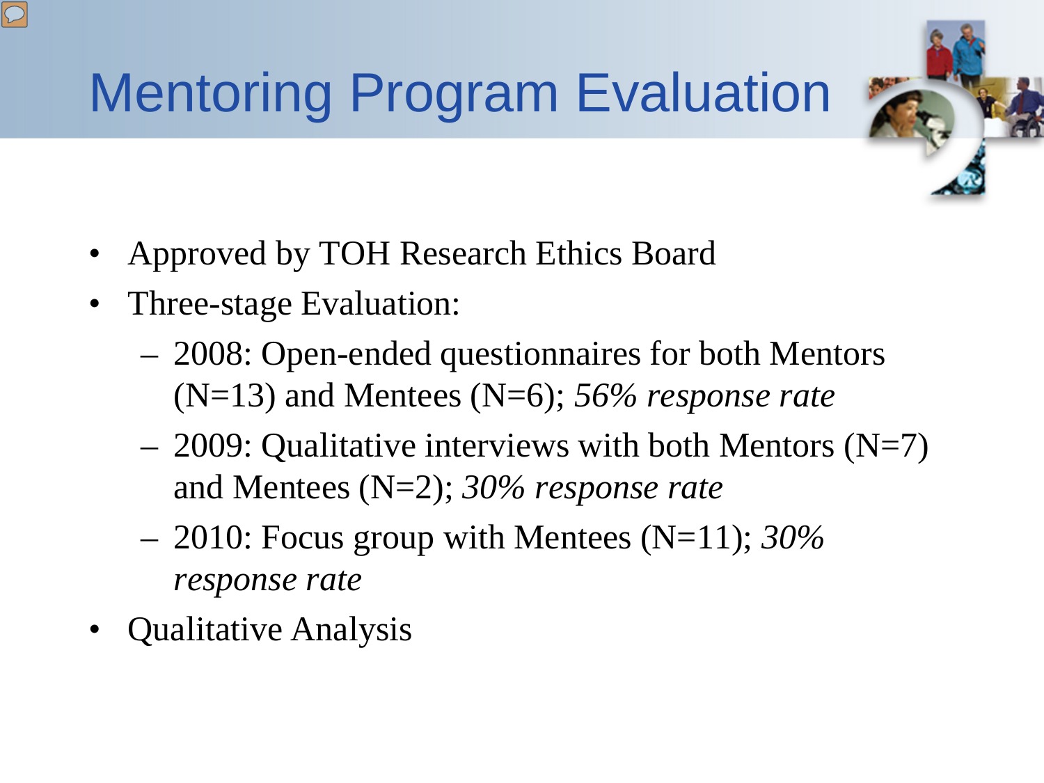# Mentoring Program Evaluation

- Approved by TOH Research Ethics Board
- Three-stage Evaluation:
  - 2008: Open-ended questionnaires for both Mentors (N=13) and Mentees (N=6); *56% response rate*
  - 2009: Qualitative interviews with both Mentors (N=7) and Mentees (N=2); *30% response rate*
  - 2010: Focus group with Mentees (N=11); *30% response rate*
- Qualitative Analysis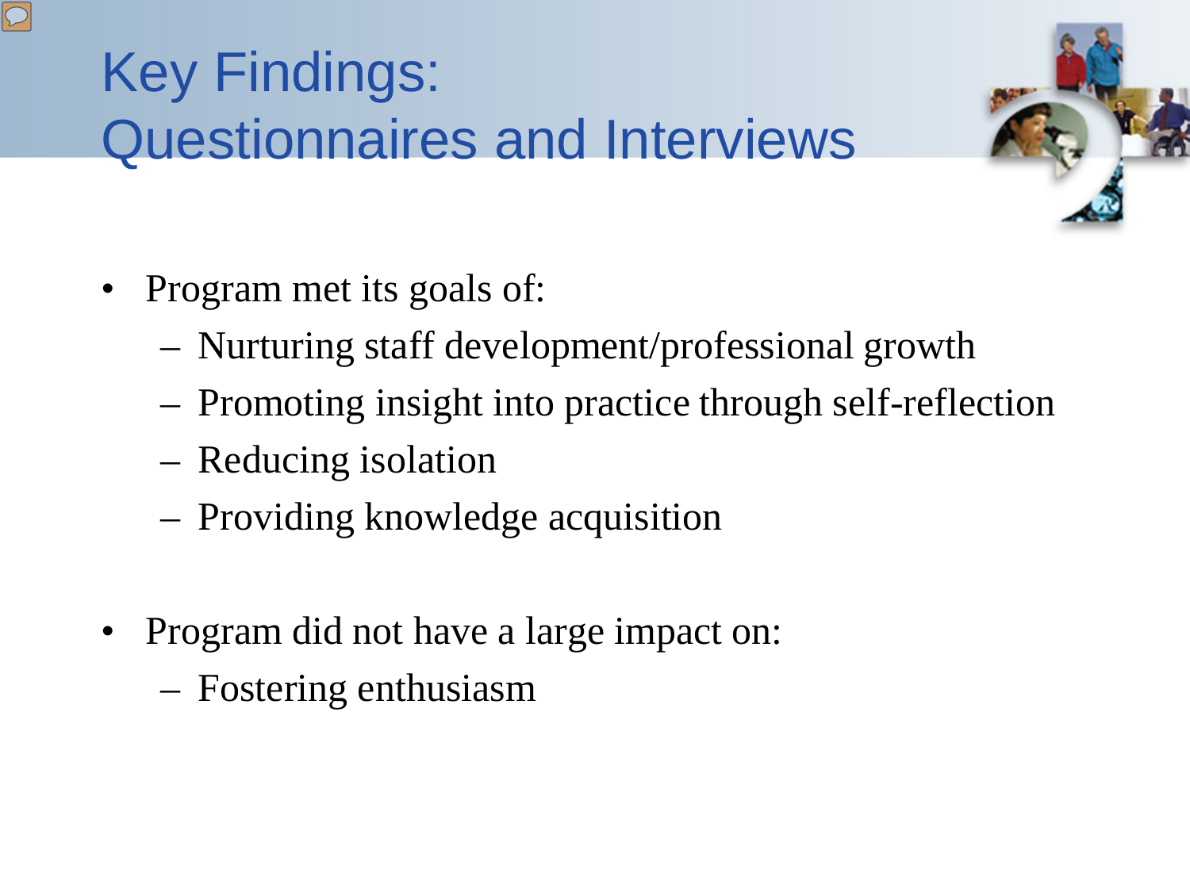# Key Findings: Questionnaires and Interviews

- Program met its goals of:
  - Nurturing staff development/professional growth
  - Promoting insight into practice through self-reflection
  - Reducing isolation
  - Providing knowledge acquisition

- Program did not have a large impact on:
  - Fostering enthusiasm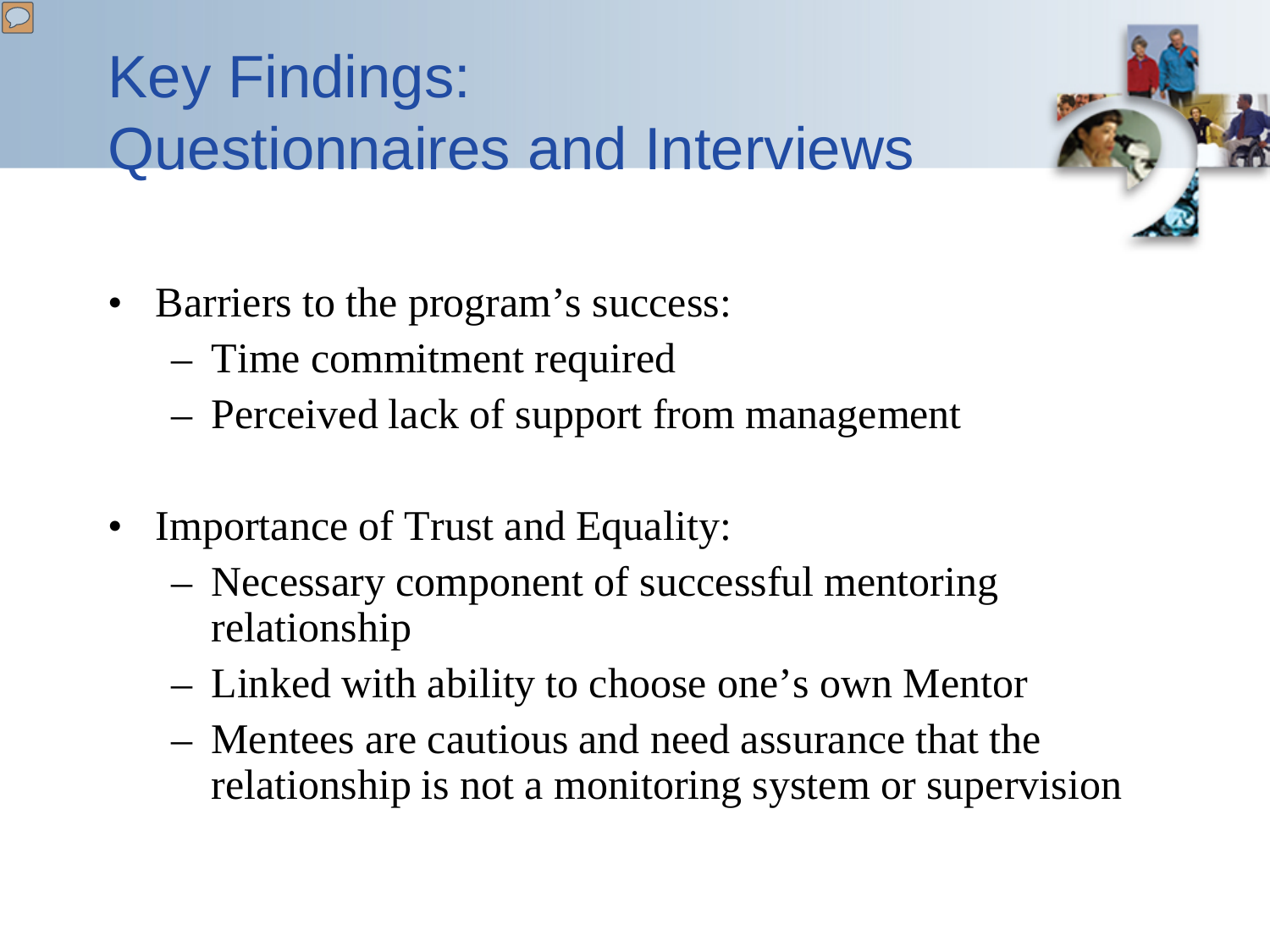# Key Findings: Questionnaires and Interviews

- Barriers to the program's success:
  - Time commitment required
  - Perceived lack of support from management

- Importance of Trust and Equality:
  - Necessary component of successful mentoring relationship
  - Linked with ability to choose one's own Mentor
  - Mentees are cautious and need assurance that the relationship is not a monitoring system or supervision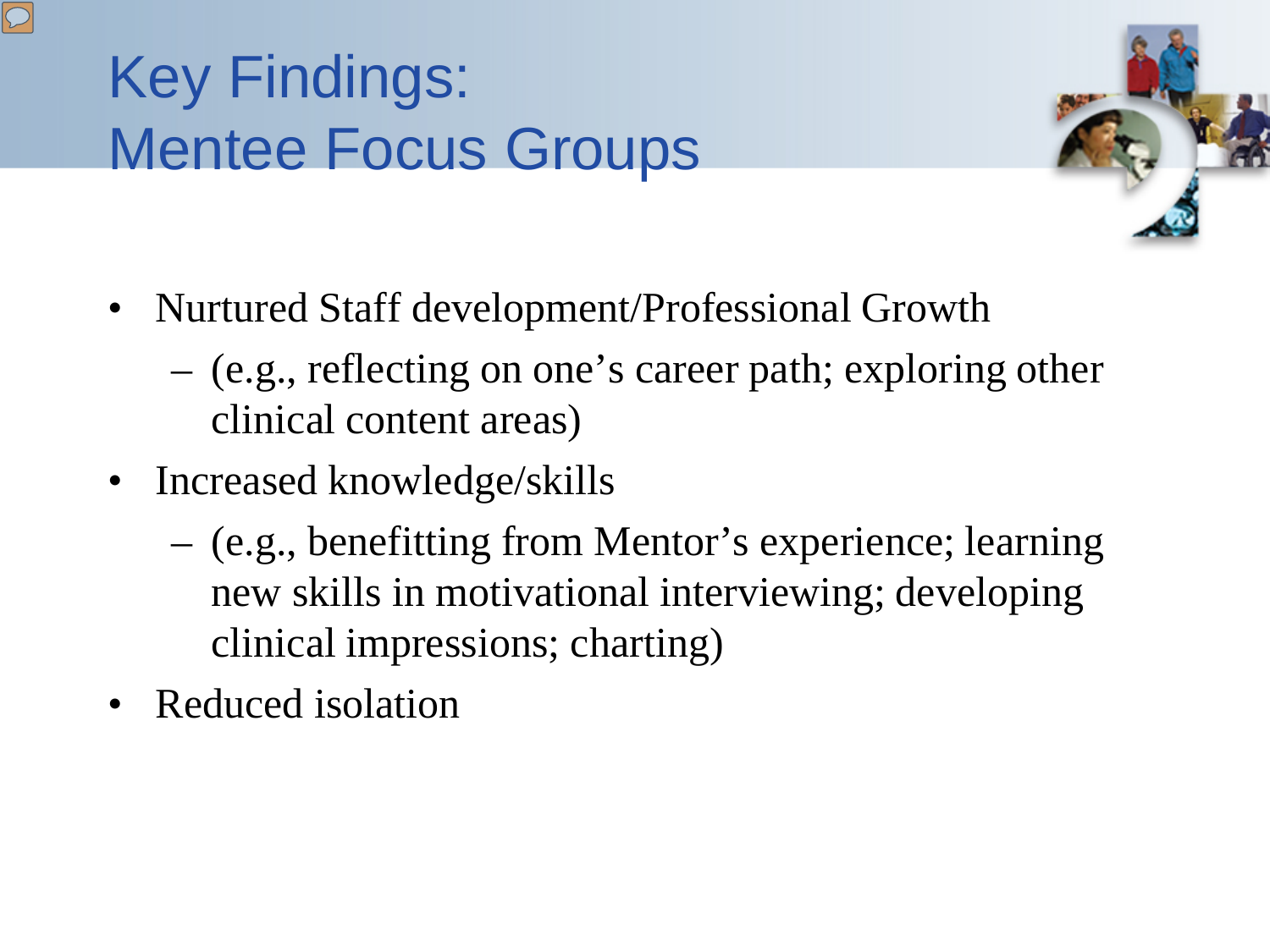# Key Findings: Mentee Focus Groups

- Nurtured Staff development/Professional Growth
  - (e.g., reflecting on one's career path; exploring other clinical content areas)
- Increased knowledge/skills
  - (e.g., benefitting from Mentor's experience; learning new skills in motivational interviewing; developing clinical impressions; charting)
- Reduced isolation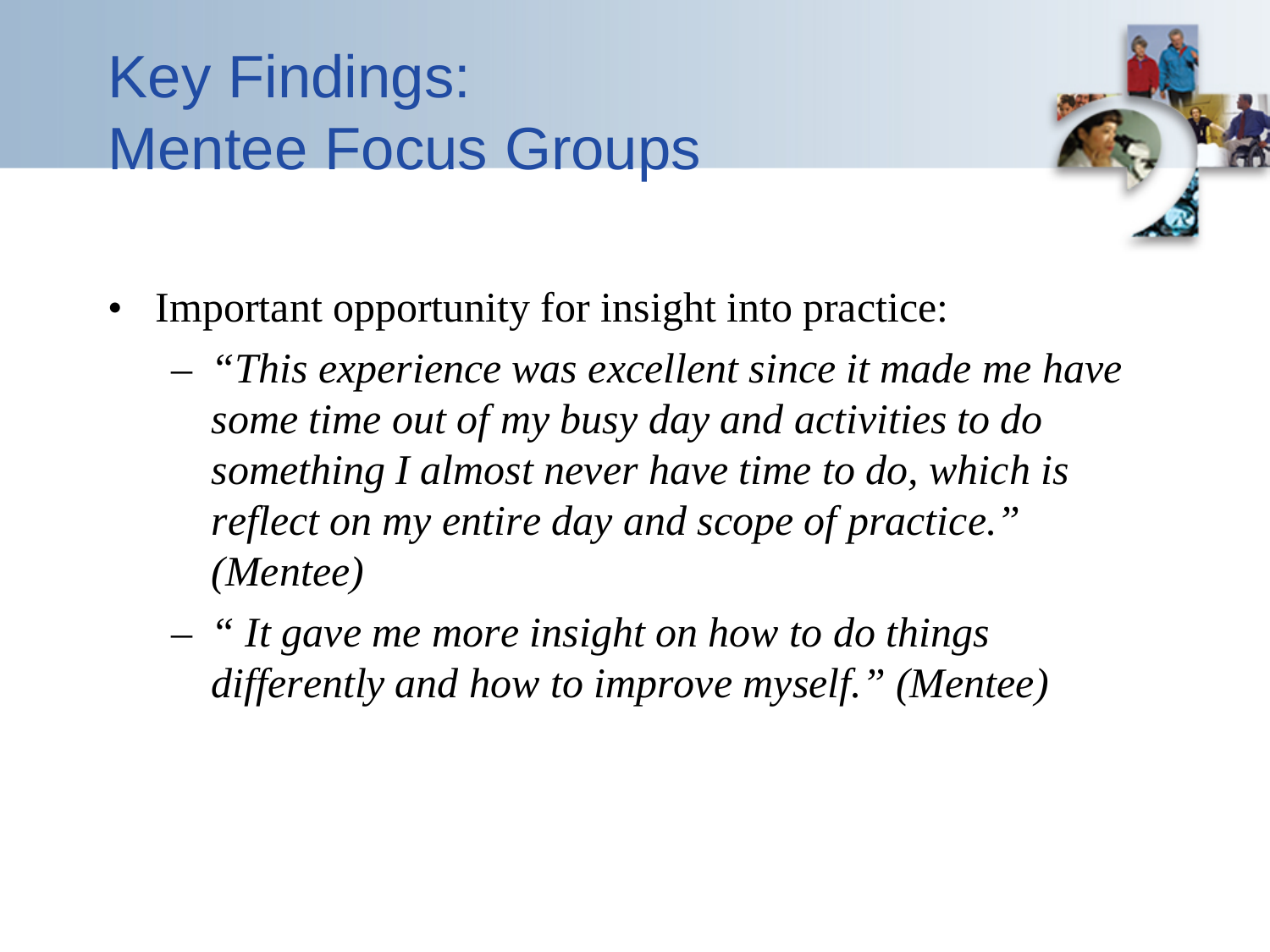# Key Findings: Mentee Focus Groups

- Important opportunity for insight into practice:
  - *"This experience was excellent since it made me have some time out of my busy day and activities to do something I almost never have time to do, which is reflect on my entire day and scope of practice." (Mentee)*
  - *" It gave me more insight on how to do things differently and how to improve myself." (Mentee)*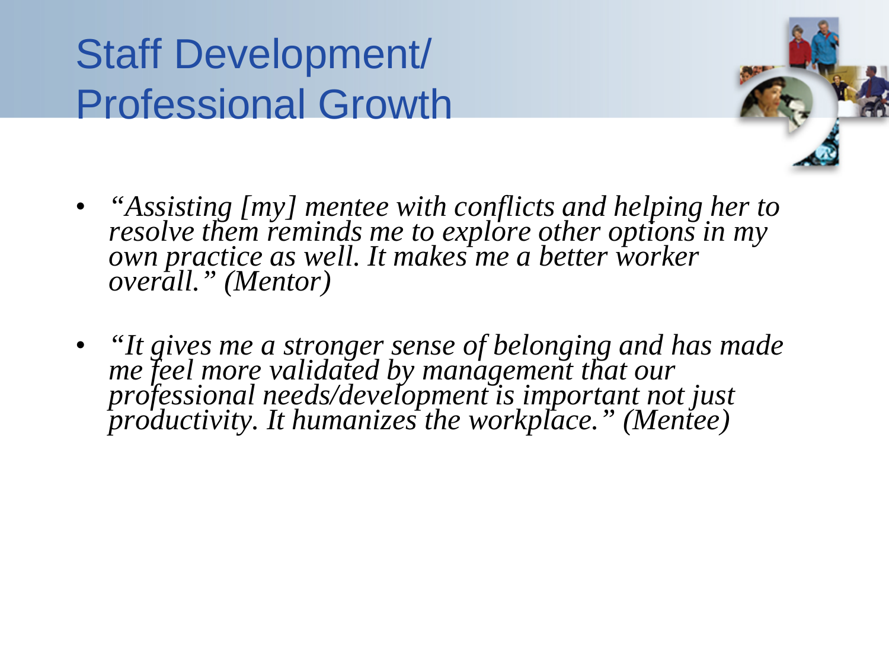# Staff Development/ Professional Growth

- *"Assisting [my] mentee with conflicts and helping her to resolve them reminds me to explore other options in my own practice as well. It makes me a better worker overall." (Mentor)*

- *"It gives me a stronger sense of belonging and has made me feel more validated by management that our professional needs/development is important not just productivity. It humanizes the workplace." (Mentee)*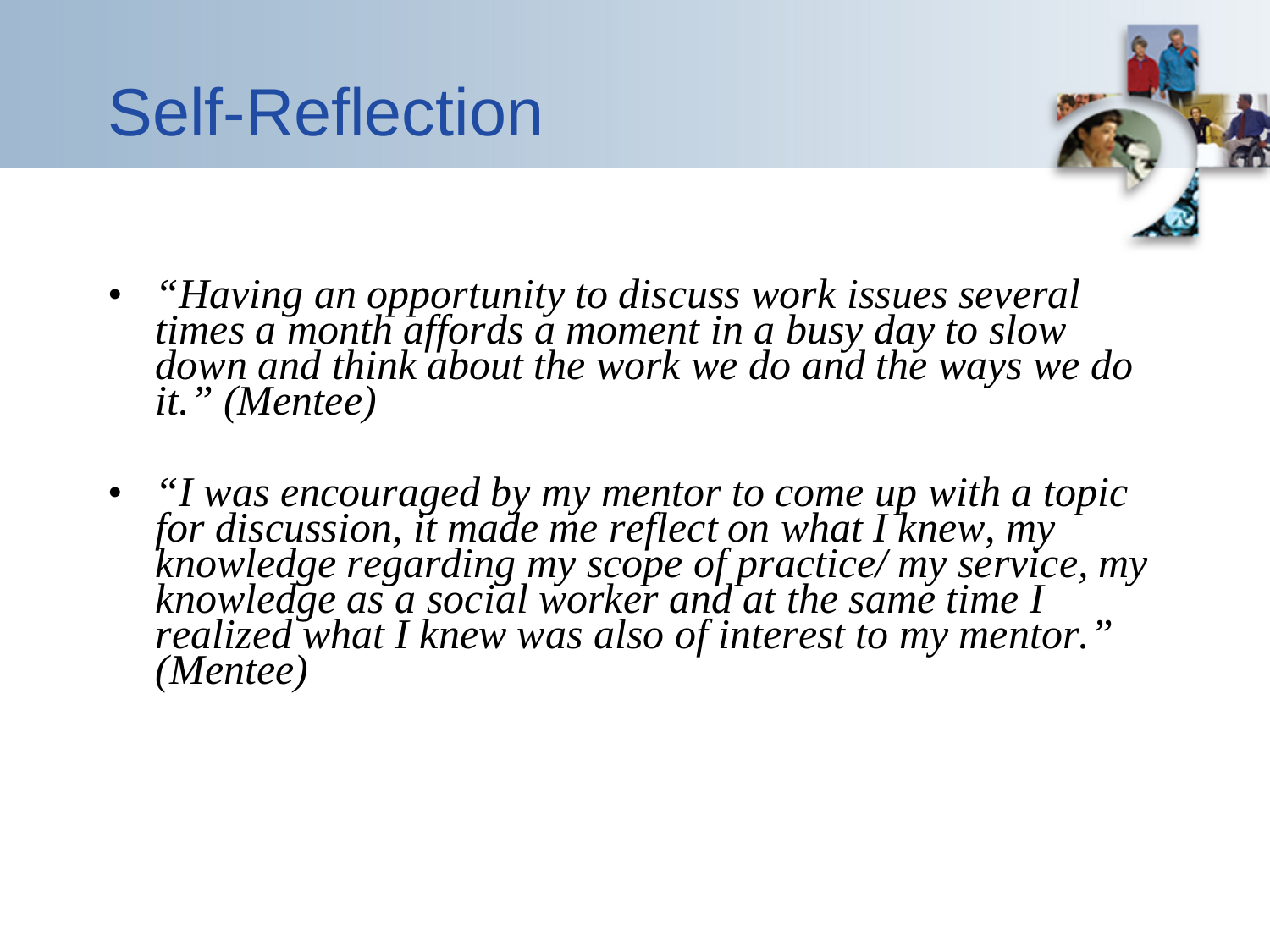# Self-Reflection

- *"Having an opportunity to discuss work issues several times a month affords a moment in a busy day to slow down and think about the work we do and the ways we do it." (Mentee)*

- *"I was encouraged by my mentor to come up with a topic for discussion, it made me reflect on what I knew, my knowledge regarding my scope of practice/ my service, my knowledge as a social worker and at the same time I realized what I knew was also of interest to my mentor." (Mentee)*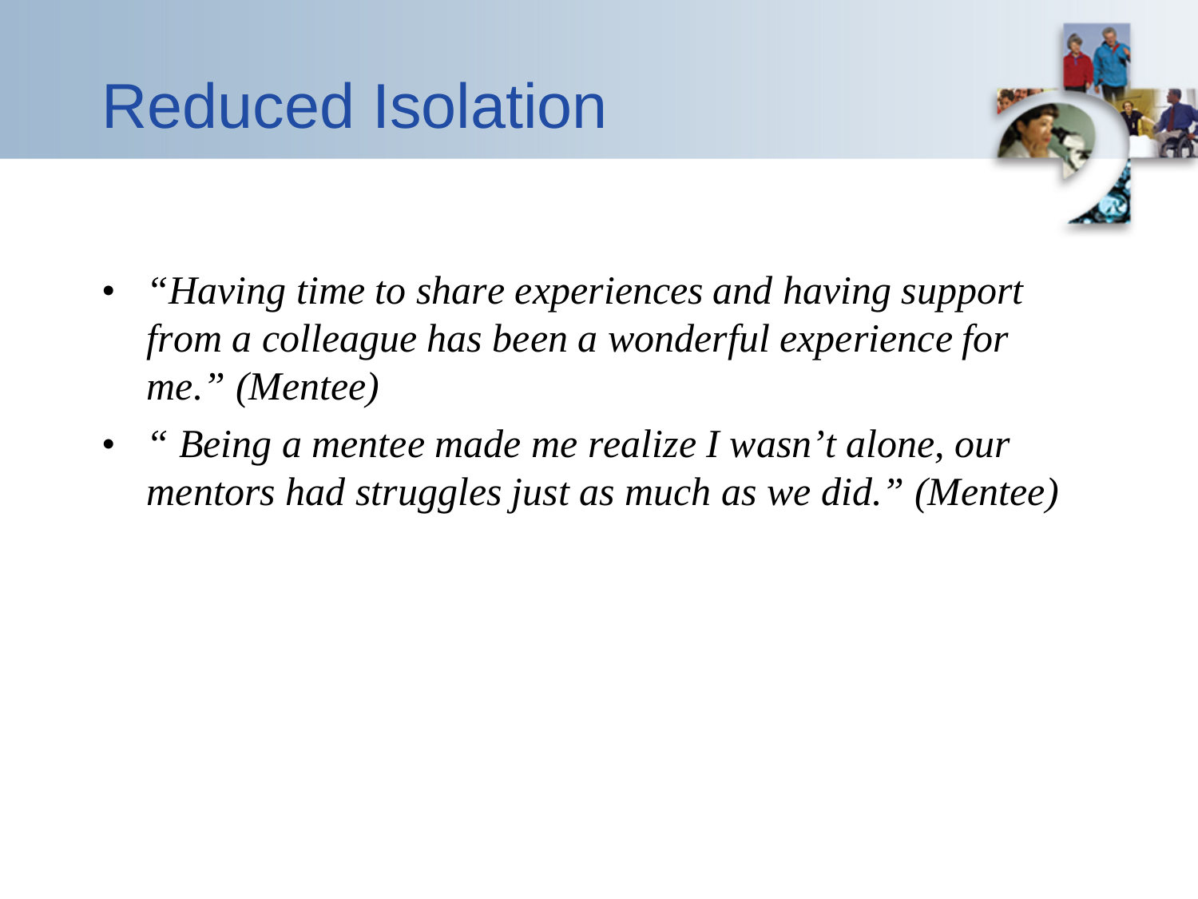# Reduced Isolation

- *"Having time to share experiences and having support from a colleague has been a wonderful experience for me." (Mentee)*
- *" Being a mentee made me realize I wasn't alone, our mentors had struggles just as much as we did." (Mentee)*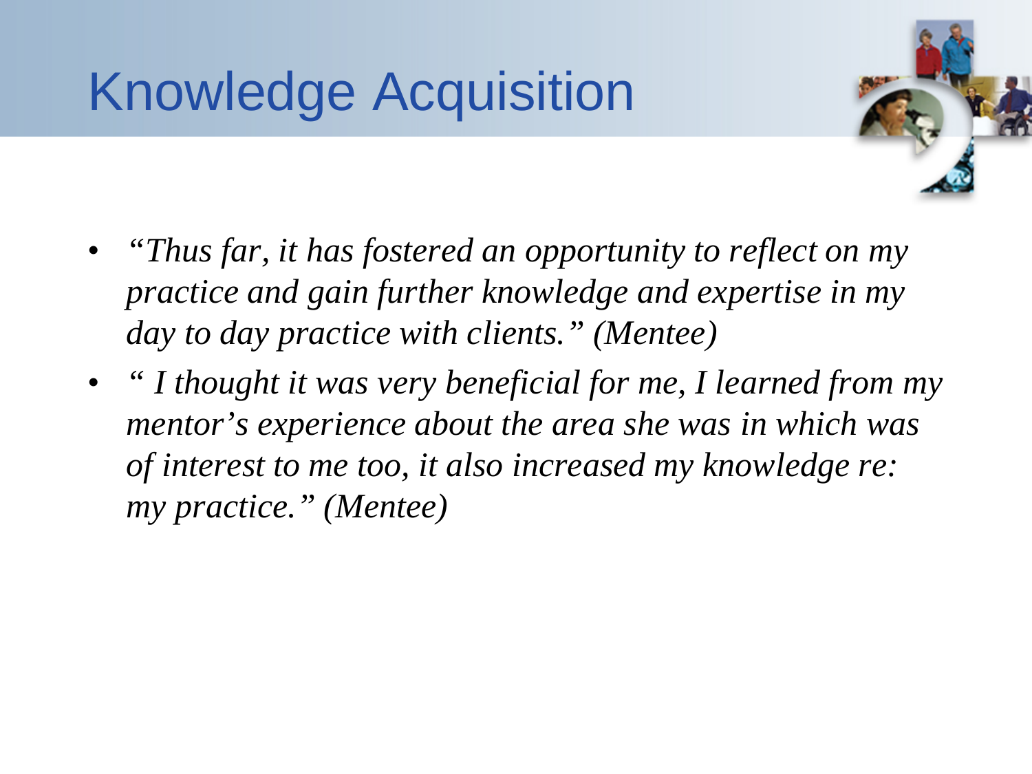# Knowledge Acquisition

- *"Thus far, it has fostered an opportunity to reflect on my practice and gain further knowledge and expertise in my day to day practice with clients." (Mentee)*
- *" I thought it was very beneficial for me, I learned from my mentor's experience about the area she was in which was of interest to me too, it also increased my knowledge re: my practice." (Mentee)*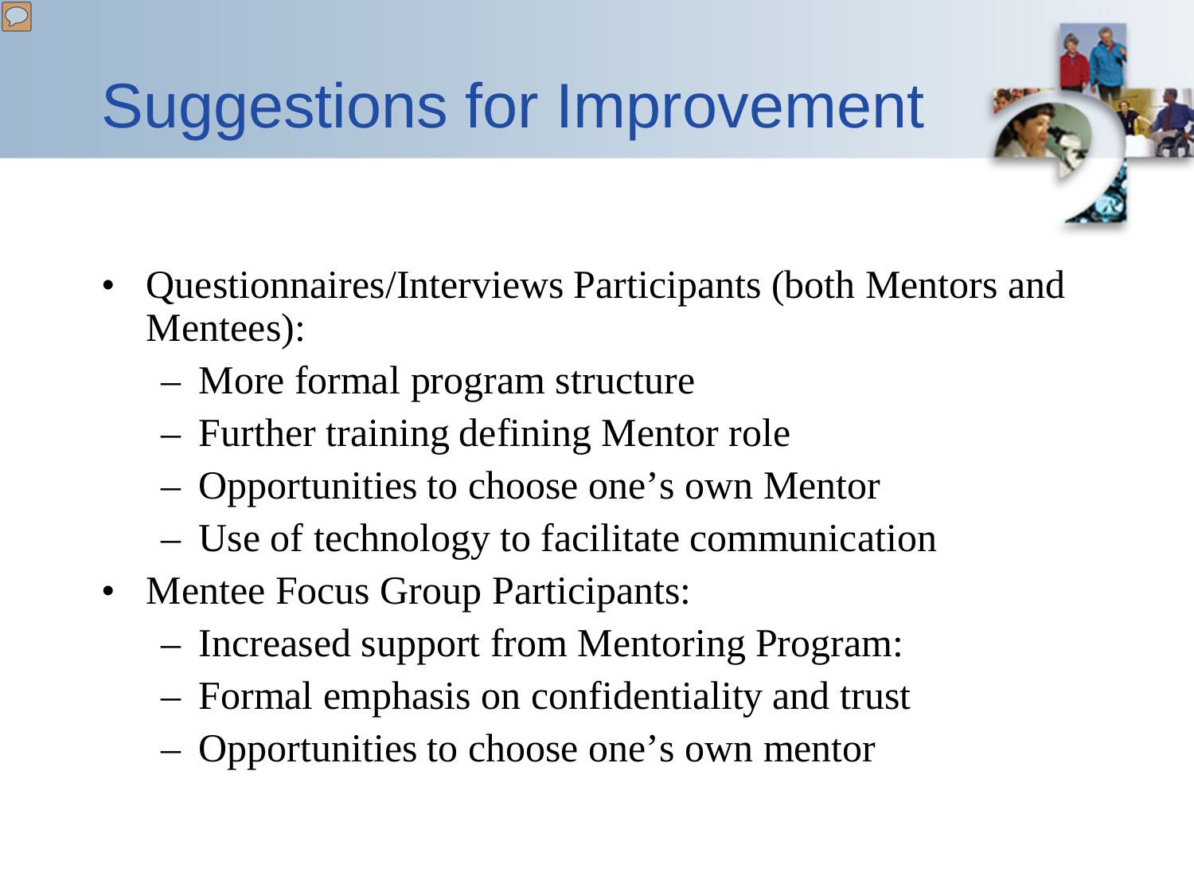# Suggestions for Improvement

- Questionnaires/Interviews Participants (both Mentors and Mentees):
  - More formal program structure
  - Further training defining Mentor role
  - Opportunities to choose one's own Mentor
  - Use of technology to facilitate communication
- Mentee Focus Group Participants:
  - Increased support from Mentoring Program:
  - Formal emphasis on confidentiality and trust
  - Opportunities to choose one's own mentor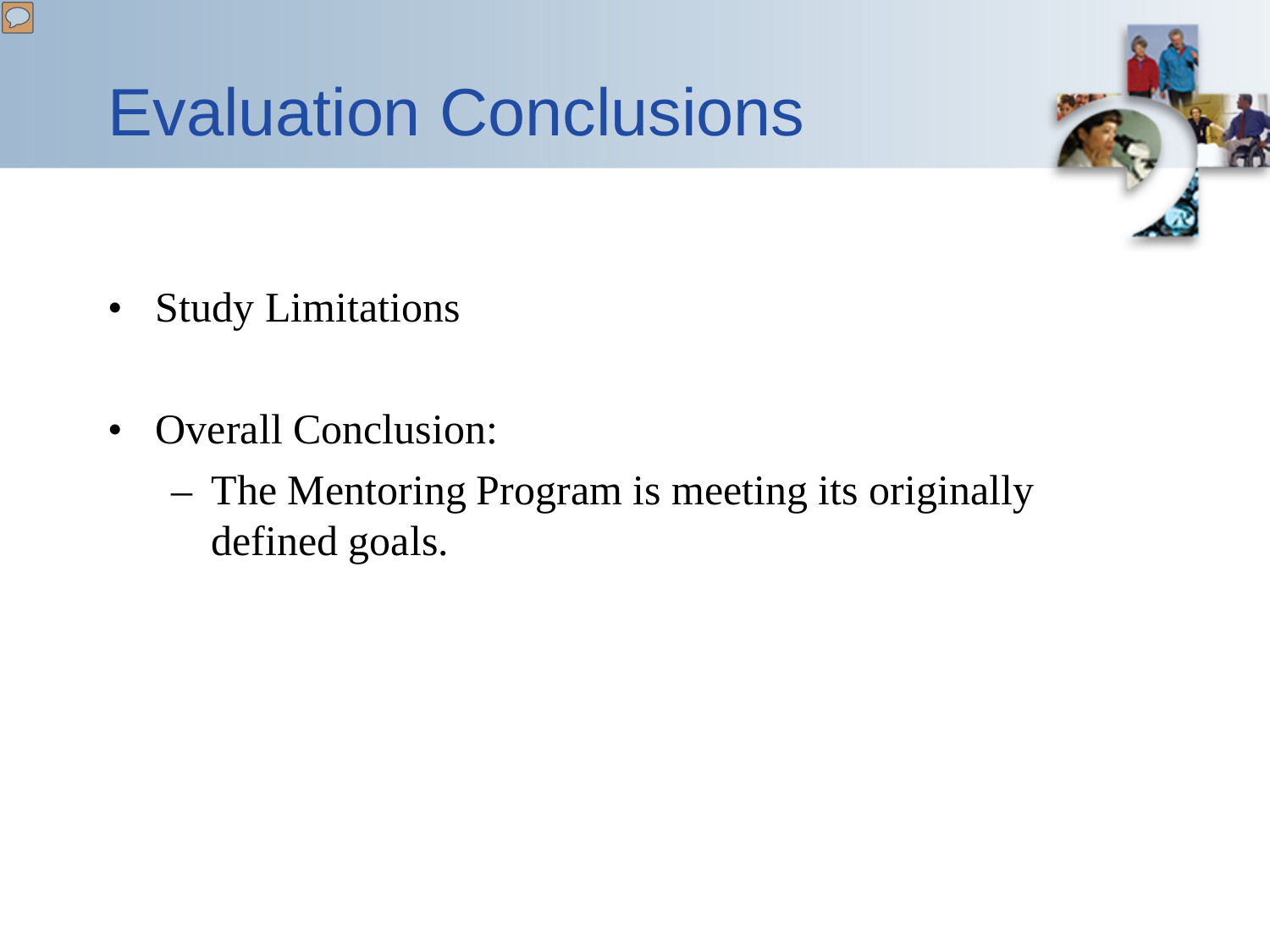# Evaluation Conclusions

- Study Limitations
- Overall Conclusion:
  - The Mentoring Program is meeting its originally defined goals.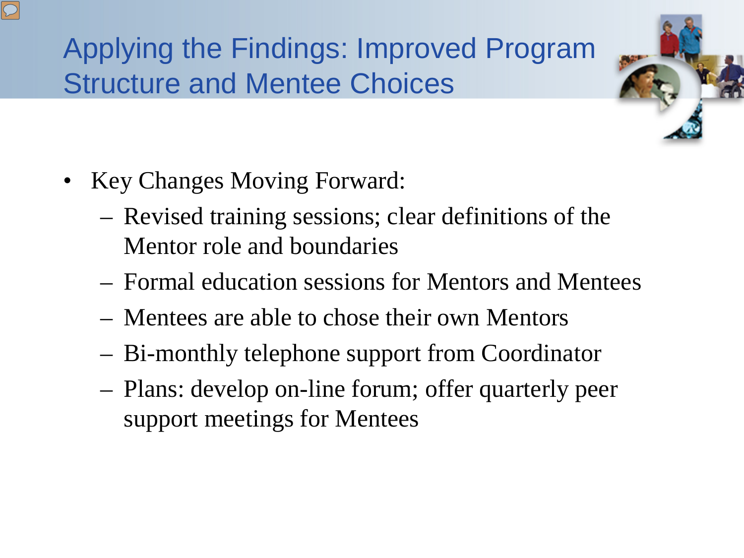# Applying the Findings: Improved Program Structure and Mentee Choices

- Key Changes Moving Forward:
  - Revised training sessions; clear definitions of the Mentor role and boundaries
  - Formal education sessions for Mentors and Mentees
  - Mentees are able to chose their own Mentors
  - Bi-monthly telephone support from Coordinator
  - Plans: develop on-line forum; offer quarterly peer support meetings for Mentees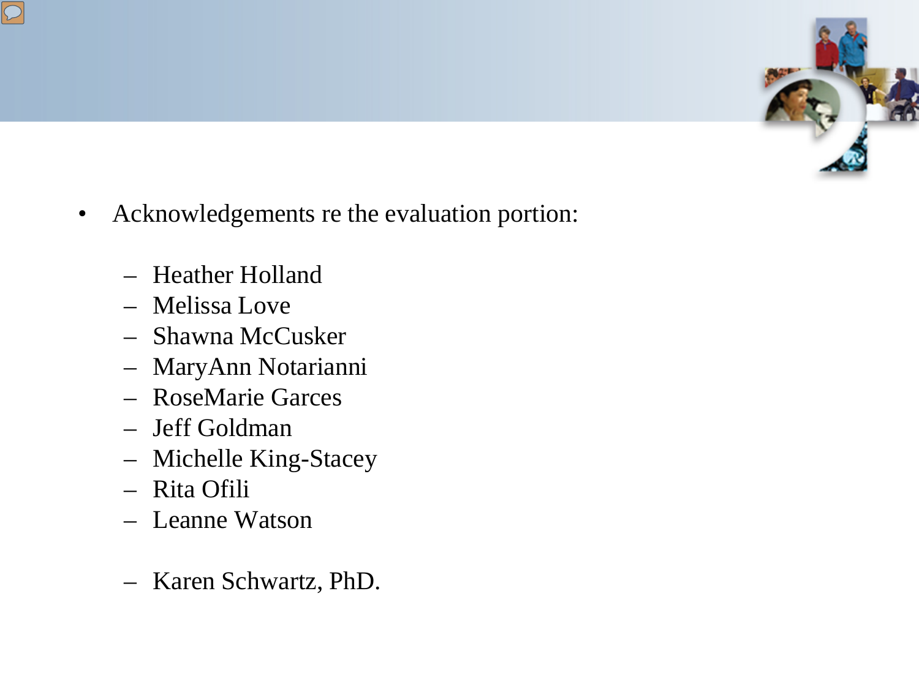- Acknowledgements re the evaluation portion:
  - Heather Holland
  - Melissa Love
  - Shawna McCusker
  - MaryAnn Notarianni
  - RoseMarie Garces
  - Jeff Goldman
  - Michelle King-Stacey
  - Rita Ofili
  - Leanne Watson

  - Karen Schwartz, PhD.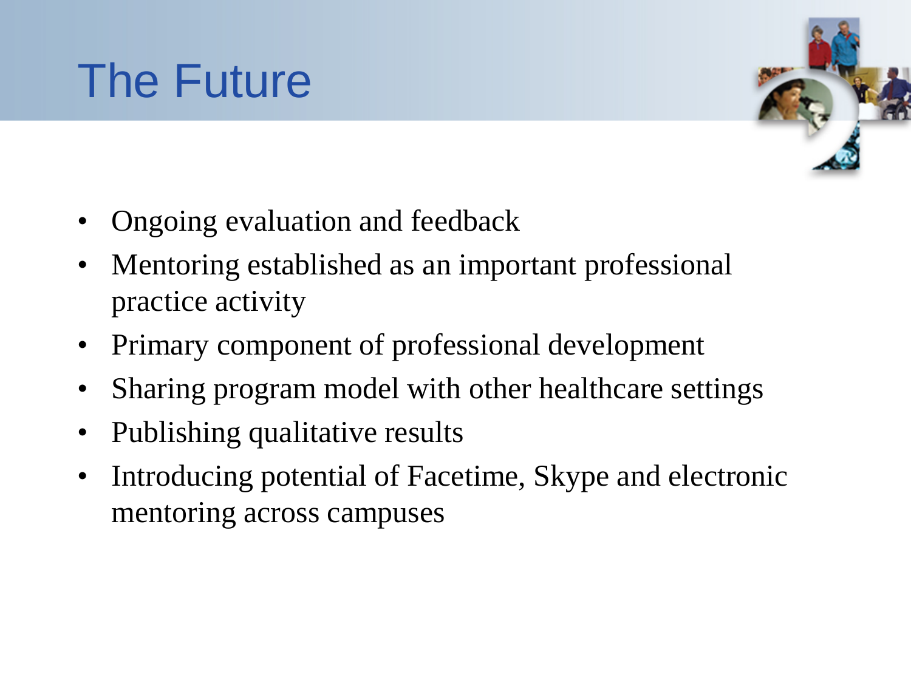# The Future

- Ongoing evaluation and feedback
- Mentoring established as an important professional practice activity
- Primary component of professional development
- Sharing program model with other healthcare settings
- Publishing qualitative results
- Introducing potential of Facetime, Skype and electronic mentoring across campuses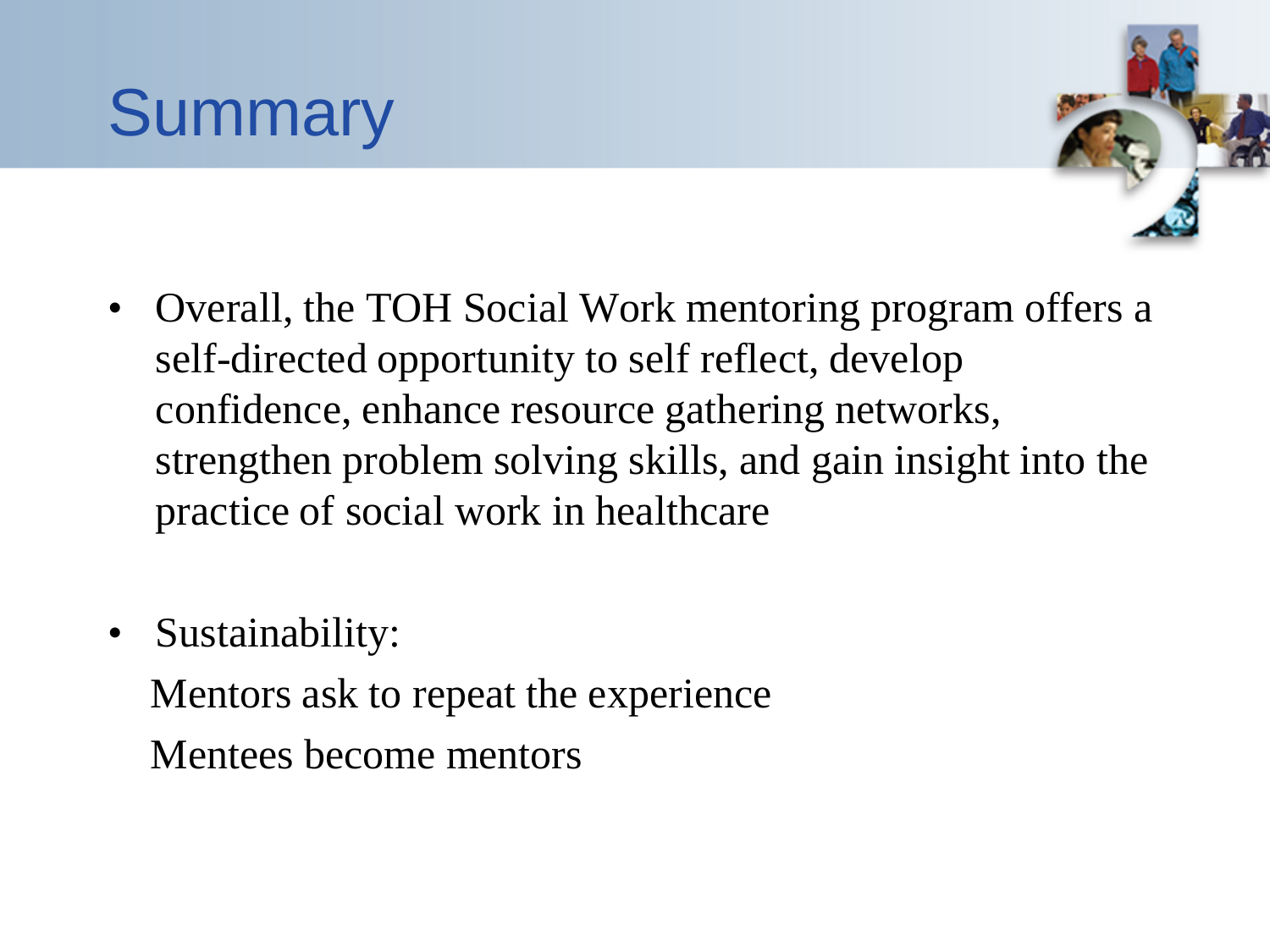# Summary

- Overall, the TOH Social Work mentoring program offers a self-directed opportunity to self reflect, develop confidence, enhance resource gathering networks, strengthen problem solving skills, and gain insight into the practice of social work in healthcare

- Sustainability:

  Mentors ask to repeat the experience

  Mentees become mentors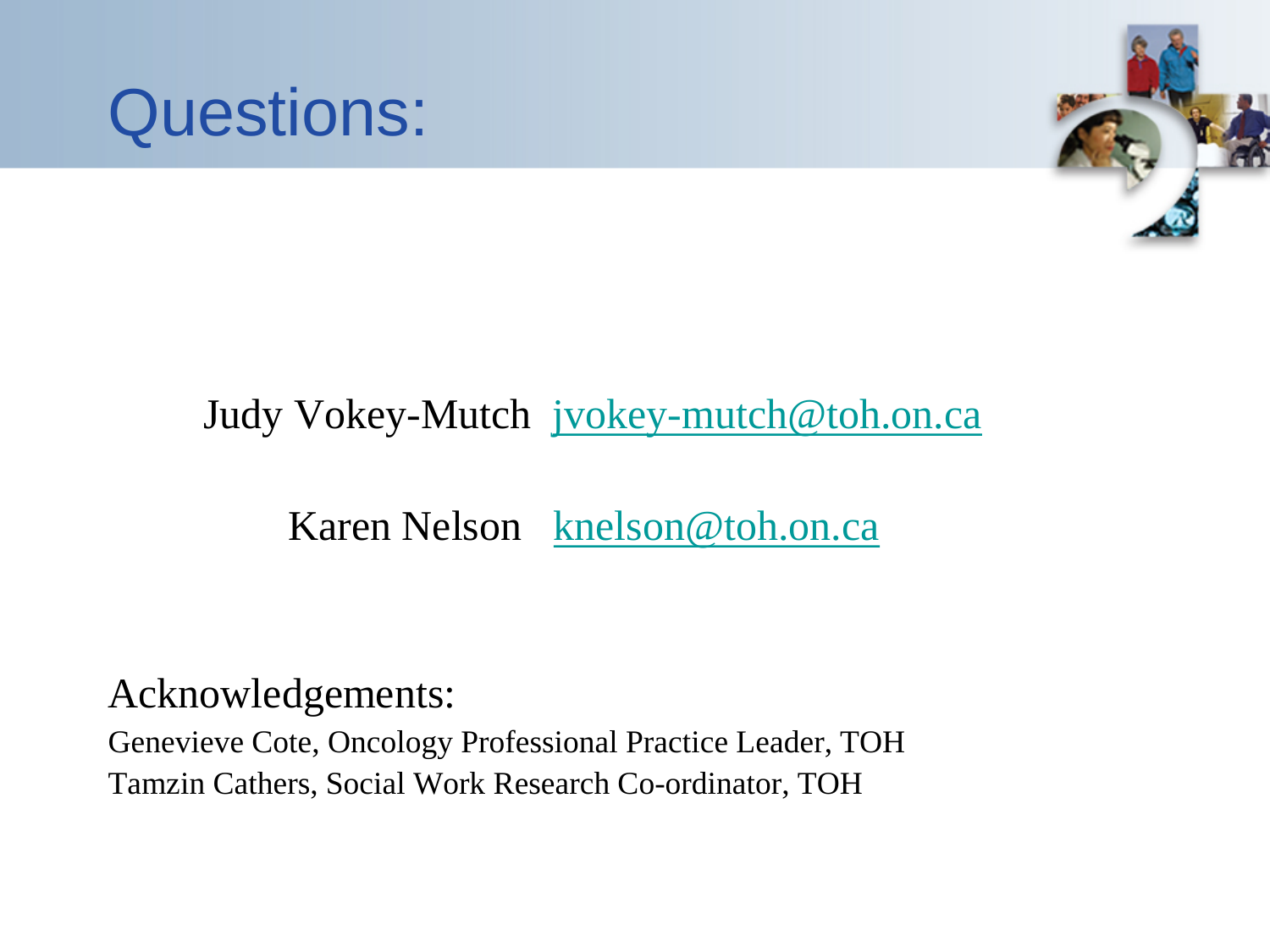# Questions:

Judy Vokey-Mutch jvokey-mutch@toh.on.ca

Karen Nelson knelson@toh.on.ca

Acknowledgements:

Genevieve Cote, Oncology Professional Practice Leader, TOH
Tamzin Cathers, Social Work Research Co-ordinator, TOH